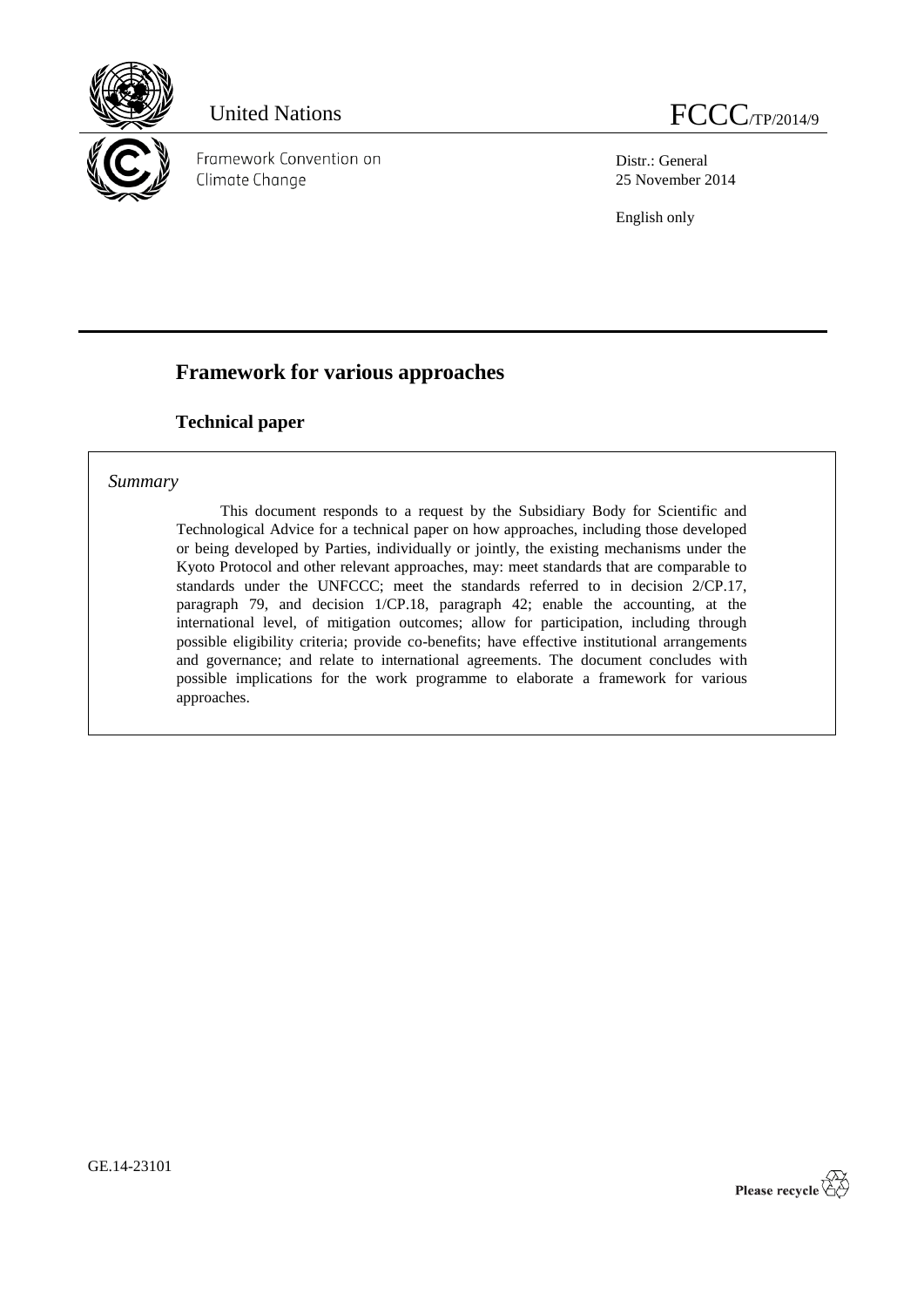United Nations

FCCC/TP/2014/9

Framework Convention on Climate Change

Distr.: General
25 November 2014

English only

# Framework for various approaches

## Technical paper

*Summary*

This document responds to a request by the Subsidiary Body for Scientific and Technological Advice for a technical paper on how approaches, including those developed or being developed by Parties, individually or jointly, the existing mechanisms under the Kyoto Protocol and other relevant approaches, may: meet standards that are comparable to standards under the UNFCCC; meet the standards referred to in decision 2/CP.17, paragraph 79, and decision 1/CP.18, paragraph 42; enable the accounting, at the international level, of mitigation outcomes; allow for participation, including through possible eligibility criteria; provide co-benefits; have effective institutional arrangements and governance; and relate to international agreements. The document concludes with possible implications for the work programme to elaborate a framework for various approaches.

GE.14-23101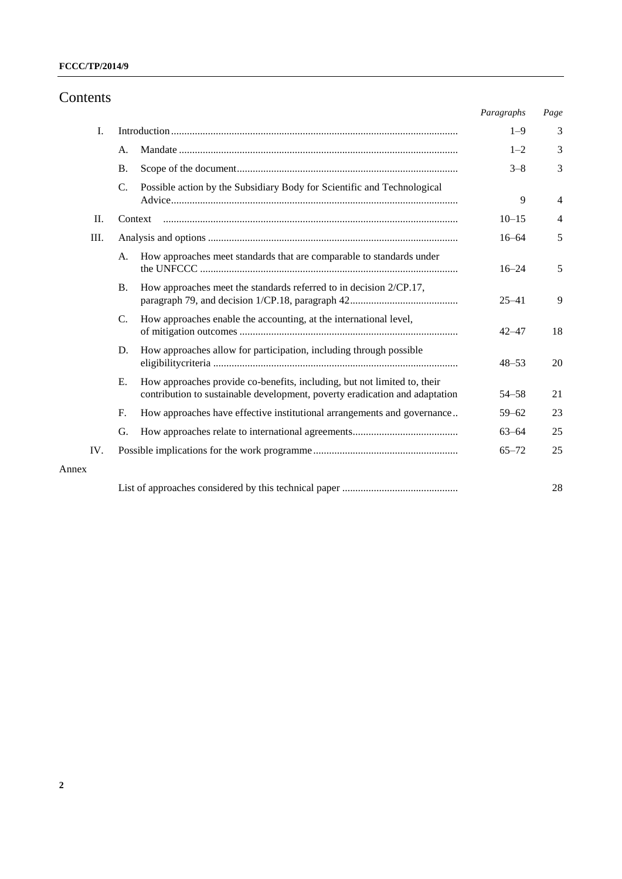# Contents

| | | | *Paragraphs* | *Page* |
|---|---|---|---|---|
| I. | Introduction | | 1–9 | 3 |
| | A. | Mandate | 1–2 | 3 |
| | B. | Scope of the document | 3–8 | 3 |
| | C. | Possible action by the Subsidiary Body for Scientific and Technological Advice | 9 | 4 |
| II. | Context | | 10–15 | 4 |
| III. | Analysis and options | | 16–64 | 5 |
| | A. | How approaches meet standards that are comparable to standards under the UNFCCC | 16–24 | 5 |
| | B. | How approaches meet the standards referred to in decision 2/CP.17, paragraph 79, and decision 1/CP.18, paragraph 42 | 25–41 | 9 |
| | C. | How approaches enable the accounting, at the international level, of mitigation outcomes | 42–47 | 18 |
| | D. | How approaches allow for participation, including through possible eligibilitycriteria | 48–53 | 20 |
| | E. | How approaches provide co-benefits, including, but not limited to, their contribution to sustainable development, poverty eradication and adaptation | 54–58 | 21 |
| | F. | How approaches have effective institutional arrangements and governance | 59–62 | 23 |
| | G. | How approaches relate to international agreements | 63–64 | 25 |
| IV. | Possible implications for the work programme | | 65–72 | 25 |
| Annex | | | | |
| | List of approaches considered by this technical paper | | | 28 |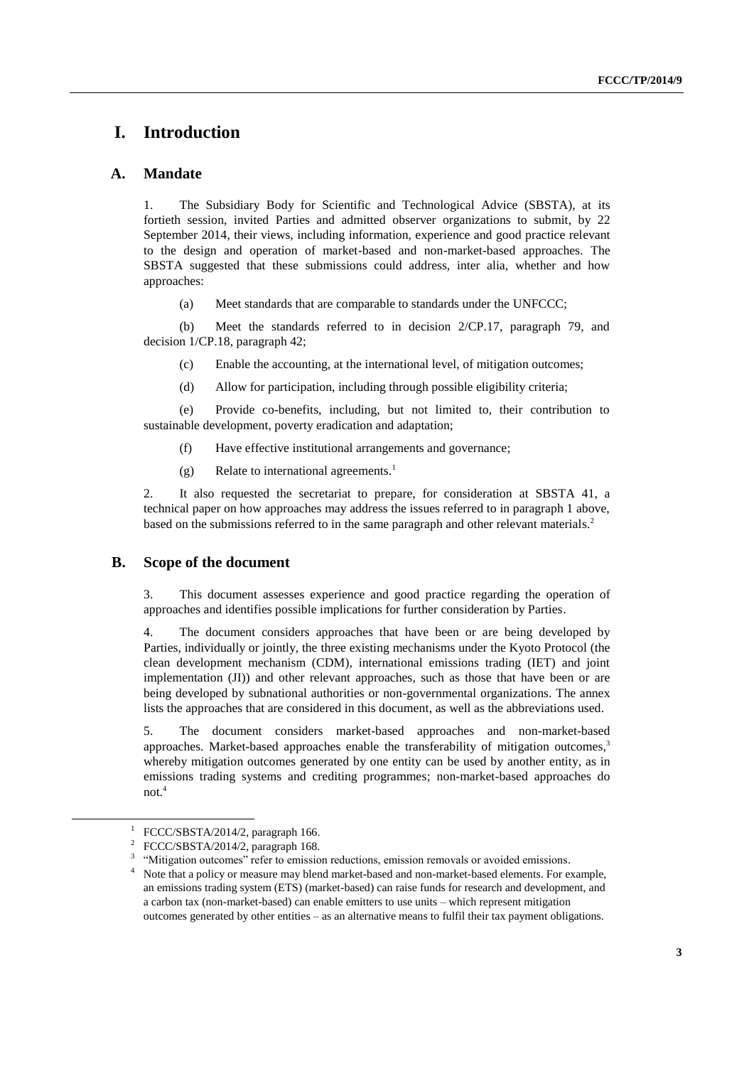# I. Introduction

## A. Mandate

1. The Subsidiary Body for Scientific and Technological Advice (SBSTA), at its fortieth session, invited Parties and admitted observer organizations to submit, by 22 September 2014, their views, including information, experience and good practice relevant to the design and operation of market-based and non-market-based approaches. The SBSTA suggested that these submissions could address, inter alia, whether and how approaches:

(a) Meet standards that are comparable to standards under the UNFCCC;

(b) Meet the standards referred to in decision 2/CP.17, paragraph 79, and decision 1/CP.18, paragraph 42;

(c) Enable the accounting, at the international level, of mitigation outcomes;

(d) Allow for participation, including through possible eligibility criteria;

(e) Provide co-benefits, including, but not limited to, their contribution to sustainable development, poverty eradication and adaptation;

(f) Have effective institutional arrangements and governance;

(g) Relate to international agreements.[1]

2. It also requested the secretariat to prepare, for consideration at SBSTA 41, a technical paper on how approaches may address the issues referred to in paragraph 1 above, based on the submissions referred to in the same paragraph and other relevant materials.[2]

## B. Scope of the document

3. This document assesses experience and good practice regarding the operation of approaches and identifies possible implications for further consideration by Parties.

4. The document considers approaches that have been or are being developed by Parties, individually or jointly, the three existing mechanisms under the Kyoto Protocol (the clean development mechanism (CDM), international emissions trading (IET) and joint implementation (JI)) and other relevant approaches, such as those that have been or are being developed by subnational authorities or non-governmental organizations. The annex lists the approaches that are considered in this document, as well as the abbreviations used.

5. The document considers market-based approaches and non-market-based approaches. Market-based approaches enable the transferability of mitigation outcomes,[3] whereby mitigation outcomes generated by one entity can be used by another entity, as in emissions trading systems and crediting programmes; non-market-based approaches do not.[4]

---

[1] FCCC/SBSTA/2014/2, paragraph 166.

[2] FCCC/SBSTA/2014/2, paragraph 168.

[3] "Mitigation outcomes" refer to emission reductions, emission removals or avoided emissions.

[4] Note that a policy or measure may blend market-based and non-market-based elements. For example, an emissions trading system (ETS) (market-based) can raise funds for research and development, and a carbon tax (non-market-based) can enable emitters to use units – which represent mitigation outcomes generated by other entities – as an alternative means to fulfil their tax payment obligations.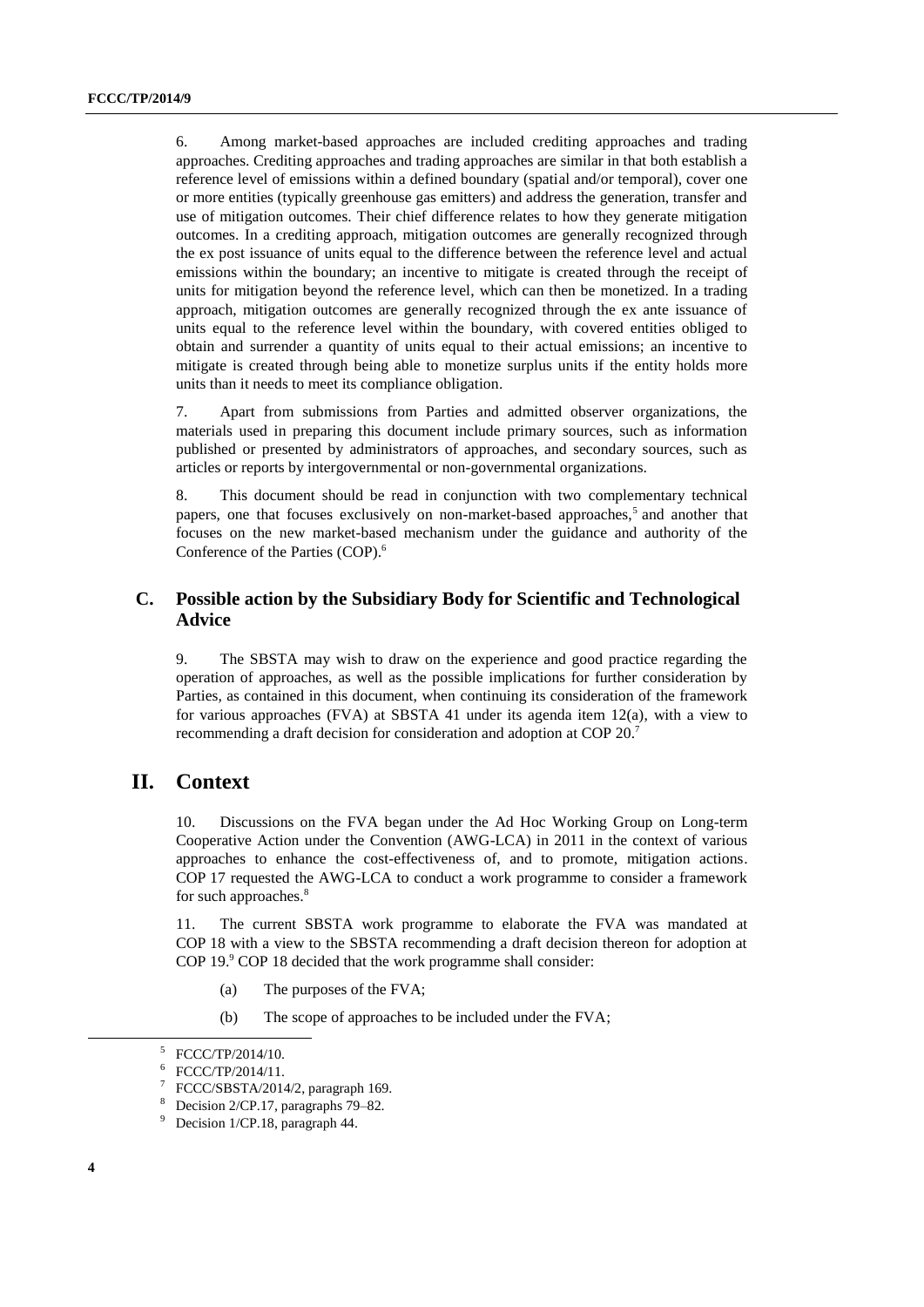6. Among market-based approaches are included crediting approaches and trading approaches. Crediting approaches and trading approaches are similar in that both establish a reference level of emissions within a defined boundary (spatial and/or temporal), cover one or more entities (typically greenhouse gas emitters) and address the generation, transfer and use of mitigation outcomes. Their chief difference relates to how they generate mitigation outcomes. In a crediting approach, mitigation outcomes are generally recognized through the ex post issuance of units equal to the difference between the reference level and actual emissions within the boundary; an incentive to mitigate is created through the receipt of units for mitigation beyond the reference level, which can then be monetized. In a trading approach, mitigation outcomes are generally recognized through the ex ante issuance of units equal to the reference level within the boundary, with covered entities obliged to obtain and surrender a quantity of units equal to their actual emissions; an incentive to mitigate is created through being able to monetize surplus units if the entity holds more units than it needs to meet its compliance obligation.

7. Apart from submissions from Parties and admitted observer organizations, the materials used in preparing this document include primary sources, such as information published or presented by administrators of approaches, and secondary sources, such as articles or reports by intergovernmental or non-governmental organizations.

8. This document should be read in conjunction with two complementary technical papers, one that focuses exclusively on non-market-based approaches,[5] and another that focuses on the new market-based mechanism under the guidance and authority of the Conference of the Parties (COP).[6]

## C. Possible action by the Subsidiary Body for Scientific and Technological Advice

9. The SBSTA may wish to draw on the experience and good practice regarding the operation of approaches, as well as the possible implications for further consideration by Parties, as contained in this document, when continuing its consideration of the framework for various approaches (FVA) at SBSTA 41 under its agenda item 12(a), with a view to recommending a draft decision for consideration and adoption at COP 20.[7]

# II. Context

10. Discussions on the FVA began under the Ad Hoc Working Group on Long-term Cooperative Action under the Convention (AWG-LCA) in 2011 in the context of various approaches to enhance the cost-effectiveness of, and to promote, mitigation actions. COP 17 requested the AWG-LCA to conduct a work programme to consider a framework for such approaches.[8]

11. The current SBSTA work programme to elaborate the FVA was mandated at COP 18 with a view to the SBSTA recommending a draft decision thereon for adoption at COP 19.[9] COP 18 decided that the work programme shall consider:

(a) The purposes of the FVA;

(b) The scope of approaches to be included under the FVA;

---

[5] FCCC/TP/2014/10.

[6] FCCC/TP/2014/11.

[7] FCCC/SBSTA/2014/2, paragraph 169.

[8] Decision 2/CP.17, paragraphs 79–82.

[9] Decision 1/CP.18, paragraph 44.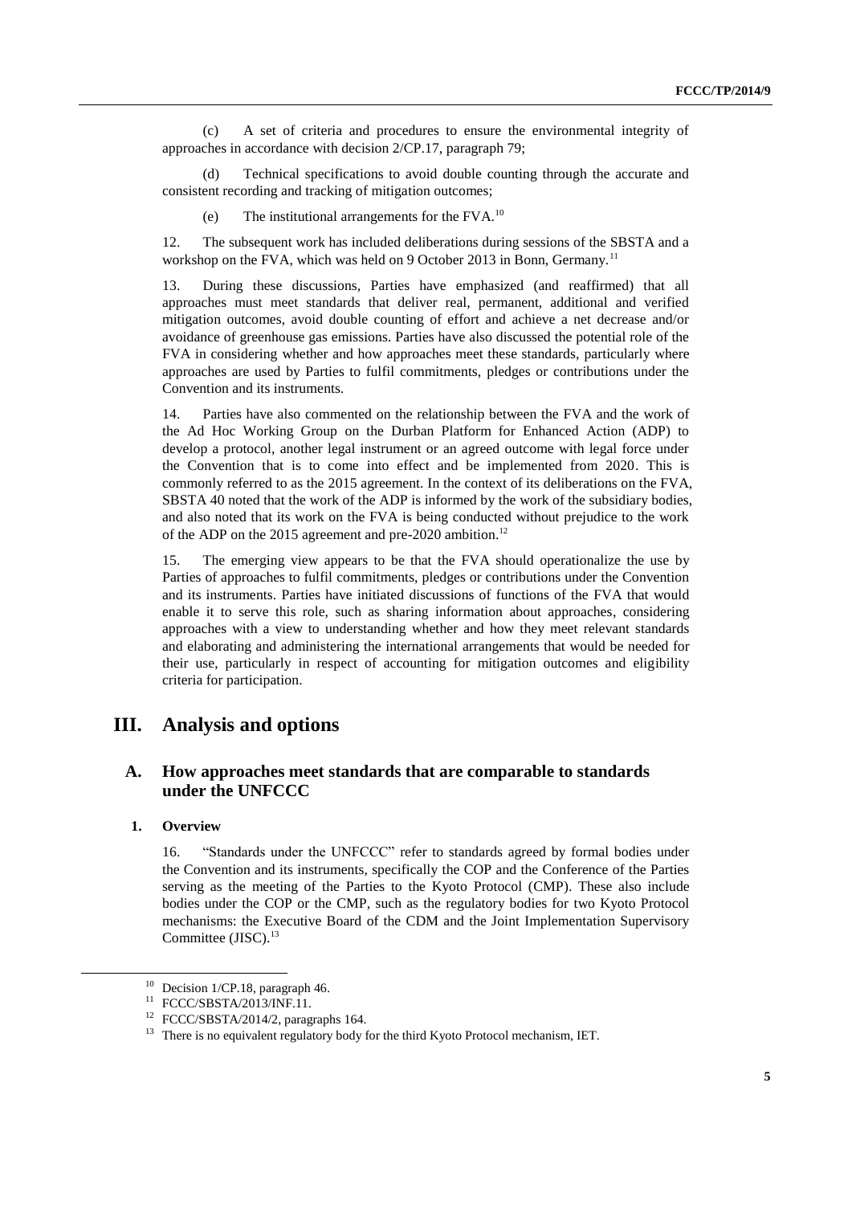(c) A set of criteria and procedures to ensure the environmental integrity of approaches in accordance with decision 2/CP.17, paragraph 79;

(d) Technical specifications to avoid double counting through the accurate and consistent recording and tracking of mitigation outcomes;

(e) The institutional arrangements for the FVA.[10]

12. The subsequent work has included deliberations during sessions of the SBSTA and a workshop on the FVA, which was held on 9 October 2013 in Bonn, Germany.[11]

13. During these discussions, Parties have emphasized (and reaffirmed) that all approaches must meet standards that deliver real, permanent, additional and verified mitigation outcomes, avoid double counting of effort and achieve a net decrease and/or avoidance of greenhouse gas emissions. Parties have also discussed the potential role of the FVA in considering whether and how approaches meet these standards, particularly where approaches are used by Parties to fulfil commitments, pledges or contributions under the Convention and its instruments.

14. Parties have also commented on the relationship between the FVA and the work of the Ad Hoc Working Group on the Durban Platform for Enhanced Action (ADP) to develop a protocol, another legal instrument or an agreed outcome with legal force under the Convention that is to come into effect and be implemented from 2020. This is commonly referred to as the 2015 agreement. In the context of its deliberations on the FVA, SBSTA 40 noted that the work of the ADP is informed by the work of the subsidiary bodies, and also noted that its work on the FVA is being conducted without prejudice to the work of the ADP on the 2015 agreement and pre-2020 ambition.[12]

15. The emerging view appears to be that the FVA should operationalize the use by Parties of approaches to fulfil commitments, pledges or contributions under the Convention and its instruments. Parties have initiated discussions of functions of the FVA that would enable it to serve this role, such as sharing information about approaches, considering approaches with a view to understanding whether and how they meet relevant standards and elaborating and administering the international arrangements that would be needed for their use, particularly in respect of accounting for mitigation outcomes and eligibility criteria for participation.

# III. Analysis and options

## A. How approaches meet standards that are comparable to standards under the UNFCCC

### 1. Overview

16. "Standards under the UNFCCC" refer to standards agreed by formal bodies under the Convention and its instruments, specifically the COP and the Conference of the Parties serving as the meeting of the Parties to the Kyoto Protocol (CMP). These also include bodies under the COP or the CMP, such as the regulatory bodies for two Kyoto Protocol mechanisms: the Executive Board of the CDM and the Joint Implementation Supervisory Committee (JISC).[13]

---

[10] Decision 1/CP.18, paragraph 46.

[11] FCCC/SBSTA/2013/INF.11.

[12] FCCC/SBSTA/2014/2, paragraphs 164.

[13] There is no equivalent regulatory body for the third Kyoto Protocol mechanism, IET.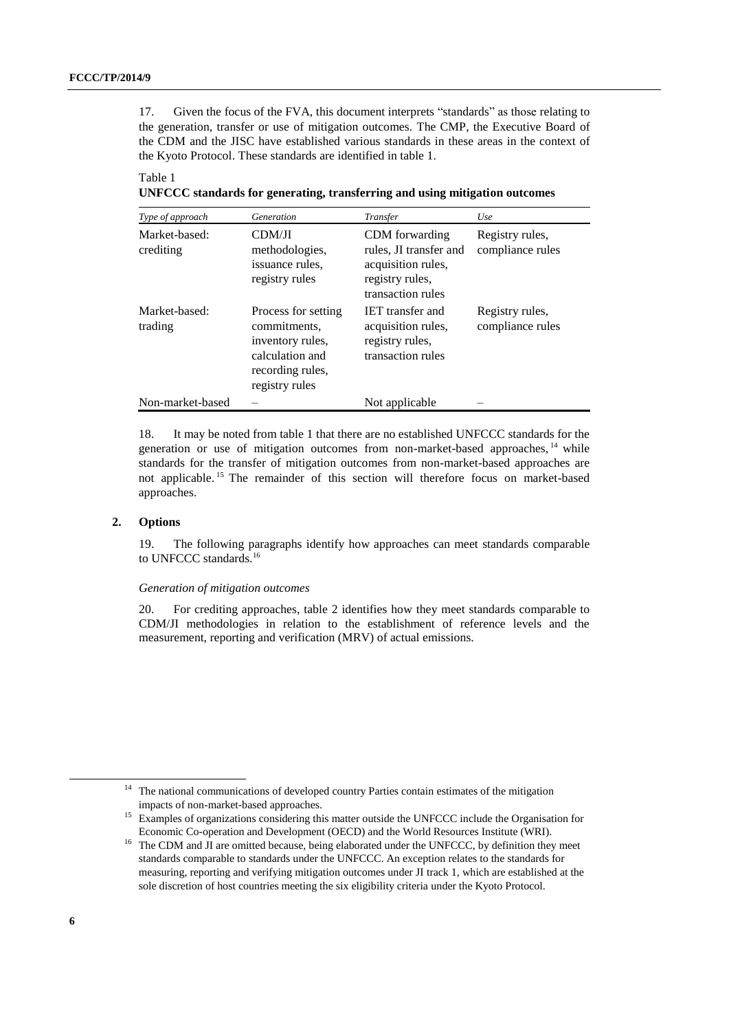17. Given the focus of the FVA, this document interprets "standards" as those relating to the generation, transfer or use of mitigation outcomes. The CMP, the Executive Board of the CDM and the JISC have established various standards in these areas in the context of the Kyoto Protocol. These standards are identified in table 1.

Table 1
**UNFCCC standards for generating, transferring and using mitigation outcomes**

| *Type of approach* | *Generation* | *Transfer* | *Use* |
|---|---|---|---|
| Market-based: crediting | CDM/JI methodologies, issuance rules, registry rules | CDM forwarding rules, JI transfer and acquisition rules, registry rules, transaction rules | Registry rules, compliance rules |
| Market-based: trading | Process for setting commitments, inventory rules, calculation and recording rules, registry rules | IET transfer and acquisition rules, registry rules, transaction rules | Registry rules, compliance rules |
| Non-market-based | – | Not applicable | – |

18. It may be noted from table 1 that there are no established UNFCCC standards for the generation or use of mitigation outcomes from non-market-based approaches,[14] while standards for the transfer of mitigation outcomes from non-market-based approaches are not applicable.[15] The remainder of this section will therefore focus on market-based approaches.

## 2. Options

19. The following paragraphs identify how approaches can meet standards comparable to UNFCCC standards.[16]

*Generation of mitigation outcomes*

20. For crediting approaches, table 2 identifies how they meet standards comparable to CDM/JI methodologies in relation to the establishment of reference levels and the measurement, reporting and verification (MRV) of actual emissions.

---

[14] The national communications of developed country Parties contain estimates of the mitigation impacts of non-market-based approaches.

[15] Examples of organizations considering this matter outside the UNFCCC include the Organisation for Economic Co-operation and Development (OECD) and the World Resources Institute (WRI).

[16] The CDM and JI are omitted because, being elaborated under the UNFCCC, by definition they meet standards comparable to standards under the UNFCCC. An exception relates to the standards for measuring, reporting and verifying mitigation outcomes under JI track 1, which are established at the sole discretion of host countries meeting the six eligibility criteria under the Kyoto Protocol.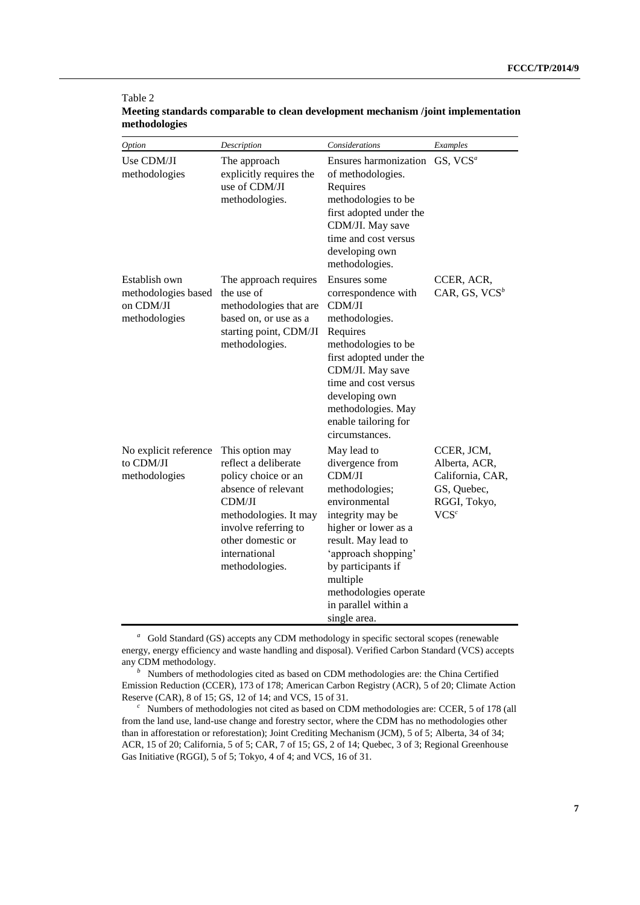Table 2

**Meeting standards comparable to clean development mechanism /joint implementation methodologies**

| *Option* | *Description* | *Considerations* | *Examples* |
|---|---|---|---|
| Use CDM/JI methodologies | The approach explicitly requires the use of CDM/JI methodologies. | Ensures harmonization of methodologies. Requires methodologies to be first adopted under the CDM/JI. May save time and cost versus developing own methodologies. | GS, VCS[a] |
| Establish own methodologies based on CDM/JI methodologies | The approach requires the use of methodologies that are based on, or use as a starting point, CDM/JI methodologies. | Ensures some correspondence with CDM/JI methodologies. Requires methodologies to be first adopted under the CDM/JI. May save time and cost versus developing own methodologies. May enable tailoring for circumstances. | CCER, ACR, CAR, GS, VCS[b] |
| No explicit reference to CDM/JI methodologies | This option may reflect a deliberate policy choice or an absence of relevant CDM/JI methodologies. It may involve referring to other domestic or international methodologies. | May lead to divergence from CDM/JI methodologies; environmental integrity may be higher or lower as a result. May lead to 'approach shopping' by participants if multiple methodologies operate in parallel within a single area. | CCER, JCM, Alberta, ACR, California, CAR, GS, Quebec, RGGI, Tokyo, VCS[c] |

[a] Gold Standard (GS) accepts any CDM methodology in specific sectoral scopes (renewable energy, energy efficiency and waste handling and disposal). Verified Carbon Standard (VCS) accepts any CDM methodology.

[b] Numbers of methodologies cited as based on CDM methodologies are: the China Certified Emission Reduction (CCER), 173 of 178; American Carbon Registry (ACR), 5 of 20; Climate Action Reserve (CAR), 8 of 15; GS, 12 of 14; and VCS, 15 of 31.

[c] Numbers of methodologies not cited as based on CDM methodologies are: CCER, 5 of 178 (all from the land use, land-use change and forestry sector, where the CDM has no methodologies other than in afforestation or reforestation); Joint Crediting Mechanism (JCM), 5 of 5; Alberta, 34 of 34; ACR, 15 of 20; California, 5 of 5; CAR, 7 of 15; GS, 2 of 14; Quebec, 3 of 3; Regional Greenhouse Gas Initiative (RGGI), 5 of 5; Tokyo, 4 of 4; and VCS, 16 of 31.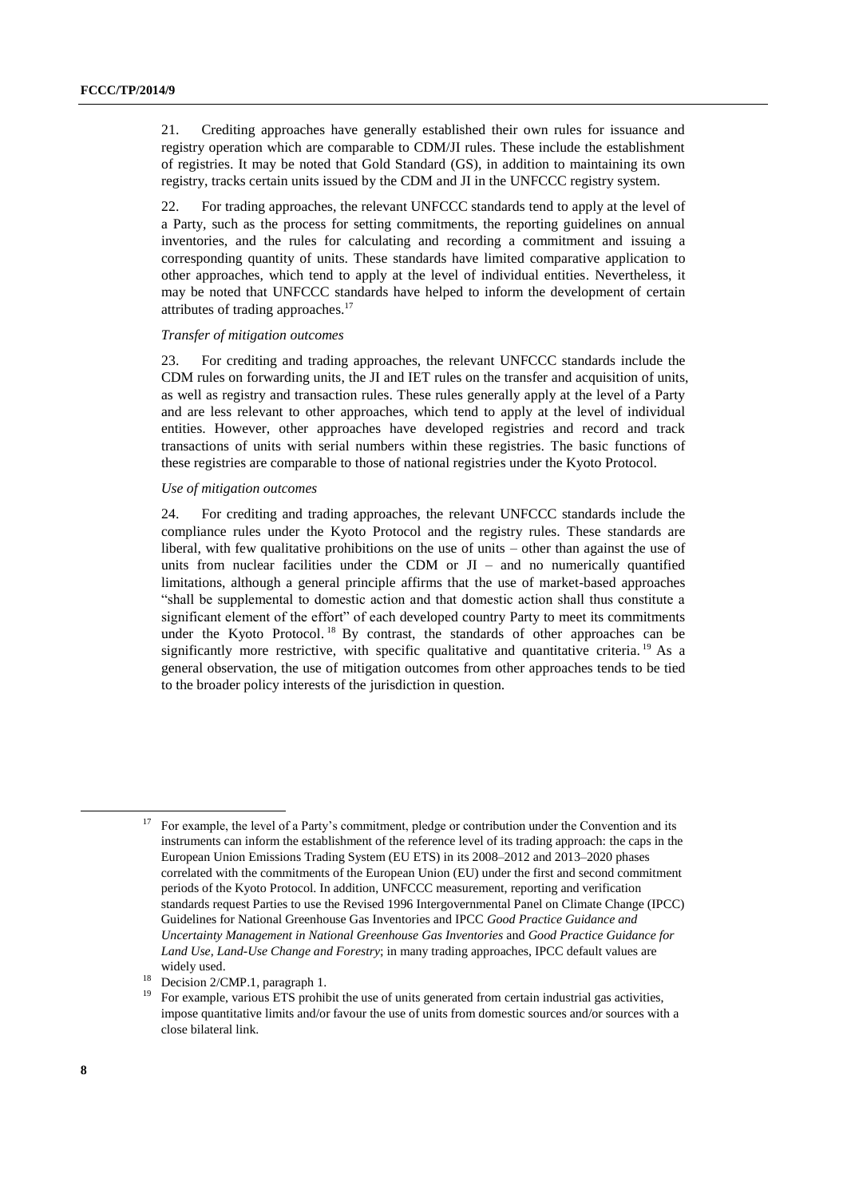21. Crediting approaches have generally established their own rules for issuance and registry operation which are comparable to CDM/JI rules. These include the establishment of registries. It may be noted that Gold Standard (GS), in addition to maintaining its own registry, tracks certain units issued by the CDM and JI in the UNFCCC registry system.

22. For trading approaches, the relevant UNFCCC standards tend to apply at the level of a Party, such as the process for setting commitments, the reporting guidelines on annual inventories, and the rules for calculating and recording a commitment and issuing a corresponding quantity of units. These standards have limited comparative application to other approaches, which tend to apply at the level of individual entities. Nevertheless, it may be noted that UNFCCC standards have helped to inform the development of certain attributes of trading approaches.[17]

*Transfer of mitigation outcomes*

23. For crediting and trading approaches, the relevant UNFCCC standards include the CDM rules on forwarding units, the JI and IET rules on the transfer and acquisition of units, as well as registry and transaction rules. These rules generally apply at the level of a Party and are less relevant to other approaches, which tend to apply at the level of individual entities. However, other approaches have developed registries and record and track transactions of units with serial numbers within these registries. The basic functions of these registries are comparable to those of national registries under the Kyoto Protocol.

*Use of mitigation outcomes*

24. For crediting and trading approaches, the relevant UNFCCC standards include the compliance rules under the Kyoto Protocol and the registry rules. These standards are liberal, with few qualitative prohibitions on the use of units – other than against the use of units from nuclear facilities under the CDM or JI – and no numerically quantified limitations, although a general principle affirms that the use of market-based approaches "shall be supplemental to domestic action and that domestic action shall thus constitute a significant element of the effort" of each developed country Party to meet its commitments under the Kyoto Protocol.[18] By contrast, the standards of other approaches can be significantly more restrictive, with specific qualitative and quantitative criteria.[19] As a general observation, the use of mitigation outcomes from other approaches tends to be tied to the broader policy interests of the jurisdiction in question.

---

[17] For example, the level of a Party's commitment, pledge or contribution under the Convention and its instruments can inform the establishment of the reference level of its trading approach: the caps in the European Union Emissions Trading System (EU ETS) in its 2008–2012 and 2013–2020 phases correlated with the commitments of the European Union (EU) under the first and second commitment periods of the Kyoto Protocol. In addition, UNFCCC measurement, reporting and verification standards request Parties to use the Revised 1996 Intergovernmental Panel on Climate Change (IPCC) Guidelines for National Greenhouse Gas Inventories and IPCC *Good Practice Guidance and Uncertainty Management in National Greenhouse Gas Inventories* and *Good Practice Guidance for Land Use, Land-Use Change and Forestry*; in many trading approaches, IPCC default values are widely used.

[18] Decision 2/CMP.1, paragraph 1.

[19] For example, various ETS prohibit the use of units generated from certain industrial gas activities, impose quantitative limits and/or favour the use of units from domestic sources and/or sources with a close bilateral link.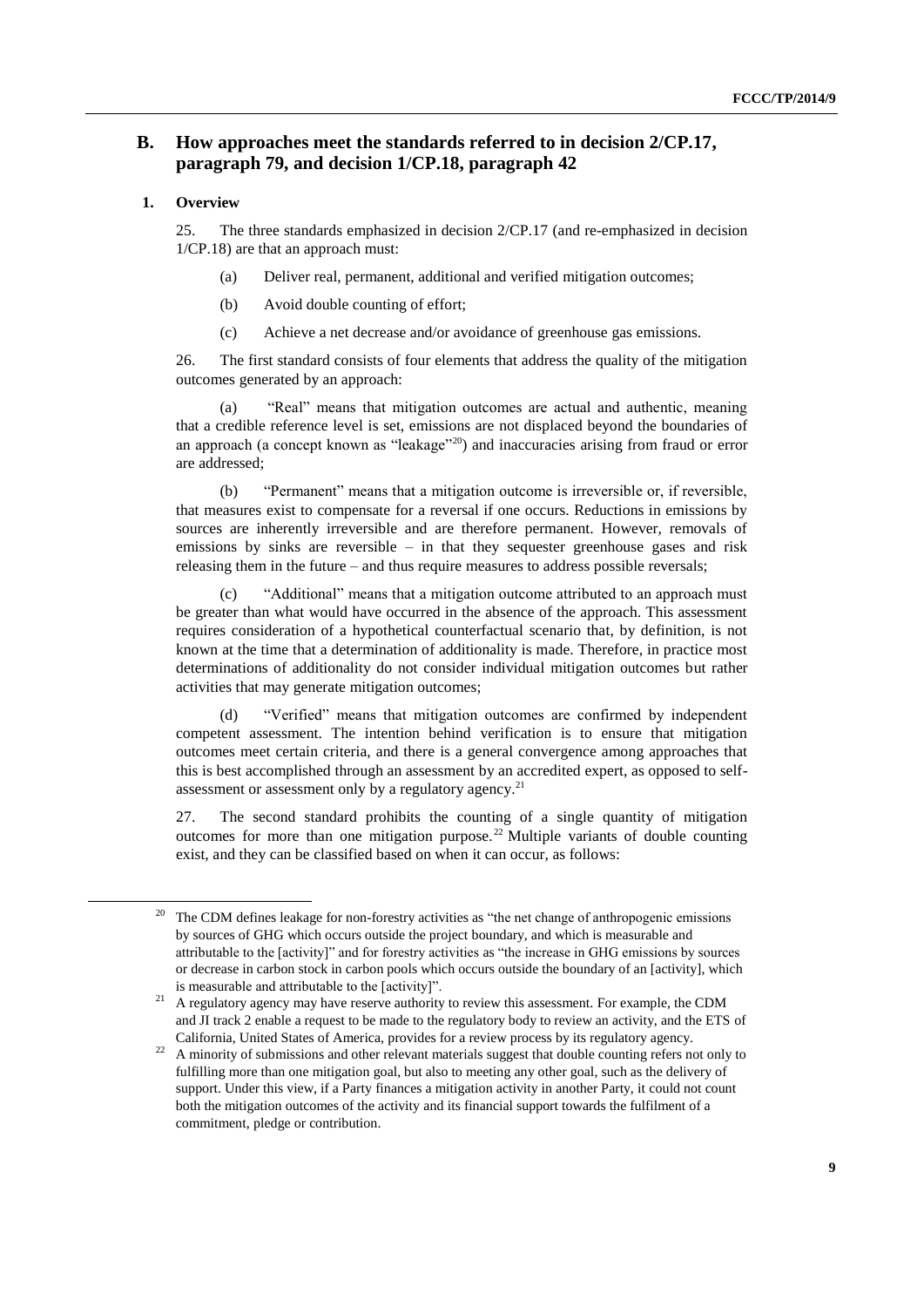## B. How approaches meet the standards referred to in decision 2/CP.17, paragraph 79, and decision 1/CP.18, paragraph 42

### 1. Overview

25. The three standards emphasized in decision 2/CP.17 (and re-emphasized in decision 1/CP.18) are that an approach must:

(a) Deliver real, permanent, additional and verified mitigation outcomes;

(b) Avoid double counting of effort;

(c) Achieve a net decrease and/or avoidance of greenhouse gas emissions.

26. The first standard consists of four elements that address the quality of the mitigation outcomes generated by an approach:

(a) "Real" means that mitigation outcomes are actual and authentic, meaning that a credible reference level is set, emissions are not displaced beyond the boundaries of an approach (a concept known as "leakage"[20]) and inaccuracies arising from fraud or error are addressed;

(b) "Permanent" means that a mitigation outcome is irreversible or, if reversible, that measures exist to compensate for a reversal if one occurs. Reductions in emissions by sources are inherently irreversible and are therefore permanent. However, removals of emissions by sinks are reversible – in that they sequester greenhouse gases and risk releasing them in the future – and thus require measures to address possible reversals;

(c) "Additional" means that a mitigation outcome attributed to an approach must be greater than what would have occurred in the absence of the approach. This assessment requires consideration of a hypothetical counterfactual scenario that, by definition, is not known at the time that a determination of additionality is made. Therefore, in practice most determinations of additionality do not consider individual mitigation outcomes but rather activities that may generate mitigation outcomes;

(d) "Verified" means that mitigation outcomes are confirmed by independent competent assessment. The intention behind verification is to ensure that mitigation outcomes meet certain criteria, and there is a general convergence among approaches that this is best accomplished through an assessment by an accredited expert, as opposed to self-assessment or assessment only by a regulatory agency.[21]

27. The second standard prohibits the counting of a single quantity of mitigation outcomes for more than one mitigation purpose.[22] Multiple variants of double counting exist, and they can be classified based on when it can occur, as follows:

---

[20] The CDM defines leakage for non-forestry activities as "the net change of anthropogenic emissions by sources of GHG which occurs outside the project boundary, and which is measurable and attributable to the [activity]" and for forestry activities as "the increase in GHG emissions by sources or decrease in carbon stock in carbon pools which occurs outside the boundary of an [activity], which is measurable and attributable to the [activity]".

[21] A regulatory agency may have reserve authority to review this assessment. For example, the CDM and JI track 2 enable a request to be made to the regulatory body to review an activity, and the ETS of California, United States of America, provides for a review process by its regulatory agency.

[22] A minority of submissions and other relevant materials suggest that double counting refers not only to fulfilling more than one mitigation goal, but also to meeting any other goal, such as the delivery of support. Under this view, if a Party finances a mitigation activity in another Party, it could not count both the mitigation outcomes of the activity and its financial support towards the fulfilment of a commitment, pledge or contribution.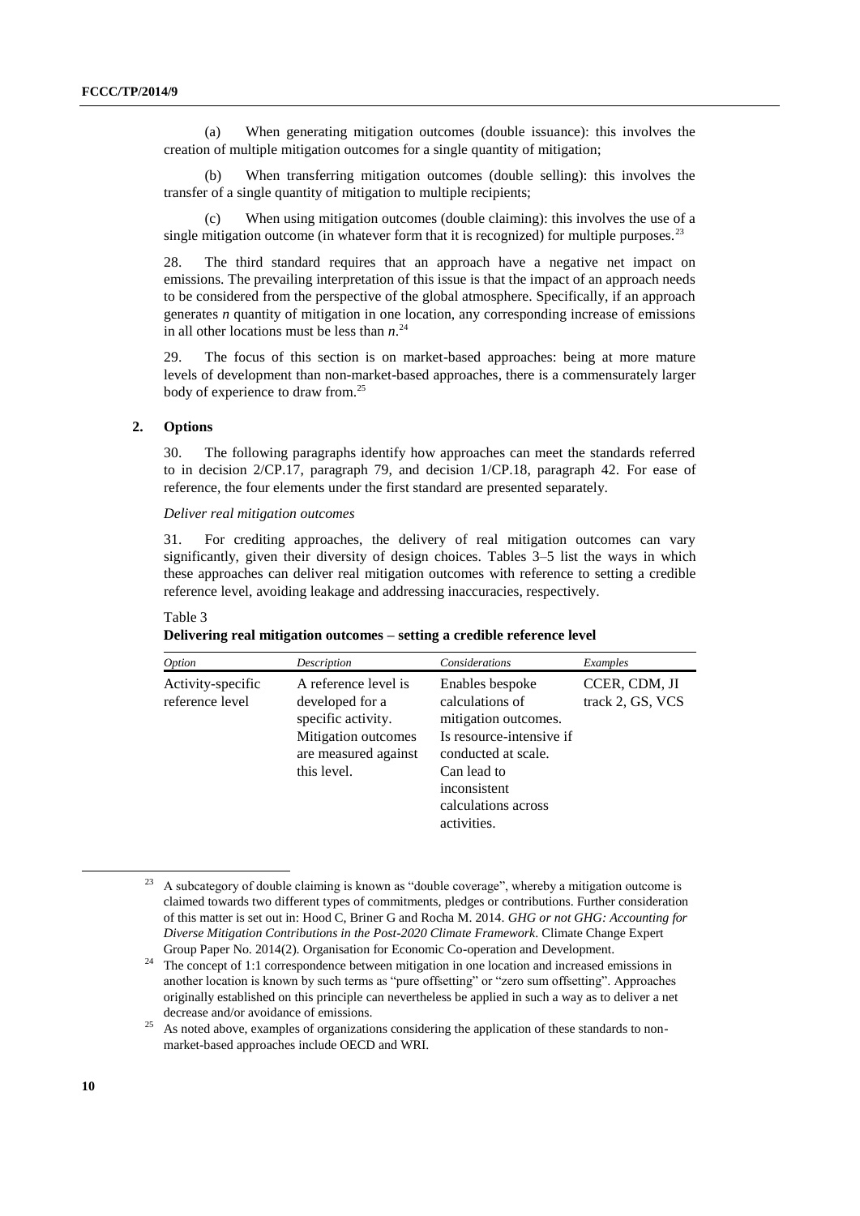(a) When generating mitigation outcomes (double issuance): this involves the creation of multiple mitigation outcomes for a single quantity of mitigation;

(b) When transferring mitigation outcomes (double selling): this involves the transfer of a single quantity of mitigation to multiple recipients;

(c) When using mitigation outcomes (double claiming): this involves the use of a single mitigation outcome (in whatever form that it is recognized) for multiple purposes.[23]

28. The third standard requires that an approach have a negative net impact on emissions. The prevailing interpretation of this issue is that the impact of an approach needs to be considered from the perspective of the global atmosphere. Specifically, if an approach generates *n* quantity of mitigation in one location, any corresponding increase of emissions in all other locations must be less than *n*.[24]

29. The focus of this section is on market-based approaches: being at more mature levels of development than non-market-based approaches, there is a commensurately larger body of experience to draw from.[25]

## 2. Options

30. The following paragraphs identify how approaches can meet the standards referred to in decision 2/CP.17, paragraph 79, and decision 1/CP.18, paragraph 42. For ease of reference, the four elements under the first standard are presented separately.

*Deliver real mitigation outcomes*

31. For crediting approaches, the delivery of real mitigation outcomes can vary significantly, given their diversity of design choices. Tables 3–5 list the ways in which these approaches can deliver real mitigation outcomes with reference to setting a credible reference level, avoiding leakage and addressing inaccuracies, respectively.

Table 3
**Delivering real mitigation outcomes – setting a credible reference level**

| *Option* | *Description* | *Considerations* | *Examples* |
|---|---|---|---|
| Activity-specific reference level | A reference level is developed for a specific activity. Mitigation outcomes are measured against this level. | Enables bespoke calculations of mitigation outcomes. Is resource-intensive if conducted at scale. Can lead to inconsistent calculations across activities. | CCER, CDM, JI track 2, GS, VCS |

---

[23] A subcategory of double claiming is known as "double coverage", whereby a mitigation outcome is claimed towards two different types of commitments, pledges or contributions. Further consideration of this matter is set out in: Hood C, Briner G and Rocha M. 2014. *GHG or not GHG: Accounting for Diverse Mitigation Contributions in the Post-2020 Climate Framework*. Climate Change Expert Group Paper No. 2014(2). Organisation for Economic Co-operation and Development.

[24] The concept of 1:1 correspondence between mitigation in one location and increased emissions in another location is known by such terms as "pure offsetting" or "zero sum offsetting". Approaches originally established on this principle can nevertheless be applied in such a way as to deliver a net decrease and/or avoidance of emissions.

[25] As noted above, examples of organizations considering the application of these standards to non-market-based approaches include OECD and WRI.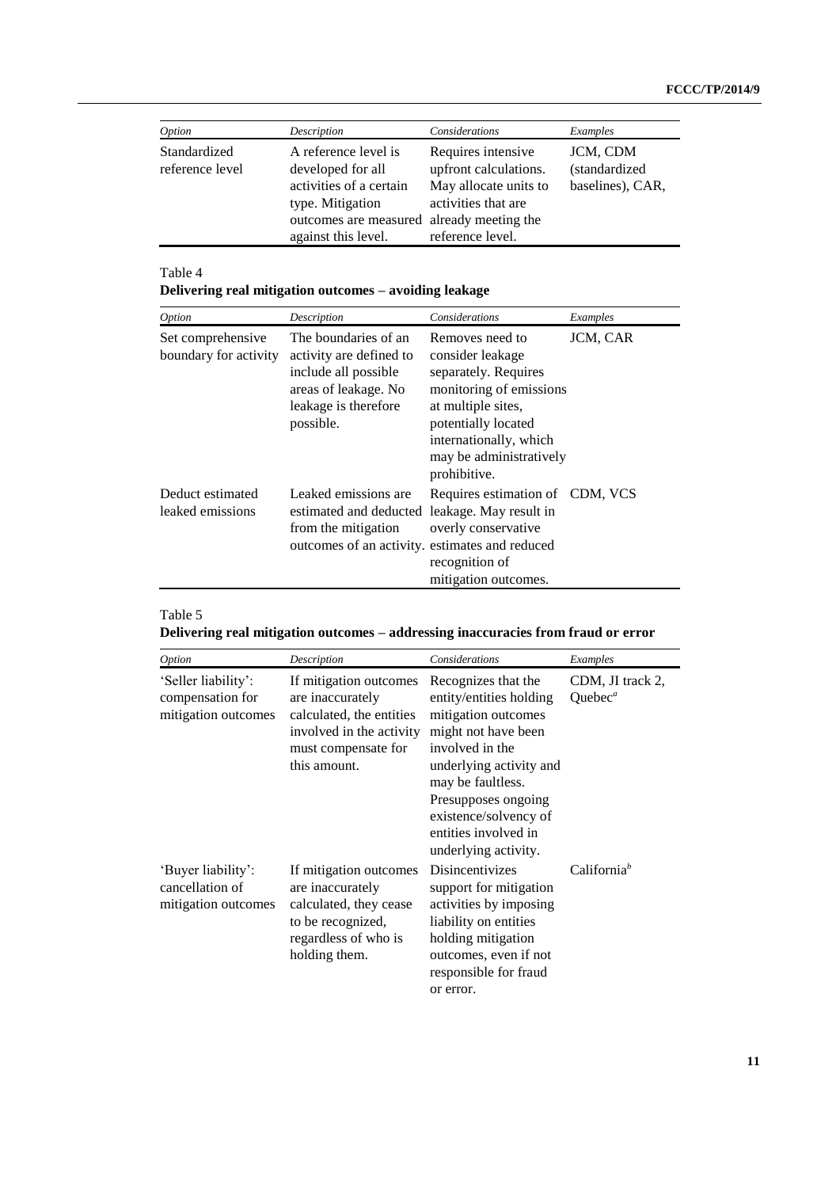| *Option* | *Description* | *Considerations* | *Examples* |
|---|---|---|---|
| Standardized reference level | A reference level is developed for all activities of a certain type. Mitigation outcomes are measured against this level. | Requires intensive upfront calculations. May allocate units to activities that are already meeting the reference level. | JCM, CDM (standardized baselines), CAR, |

Table 4

**Delivering real mitigation outcomes – avoiding leakage**

| *Option* | *Description* | *Considerations* | *Examples* |
|---|---|---|---|
| Set comprehensive boundary for activity | The boundaries of an activity are defined to include all possible areas of leakage. No leakage is therefore possible. | Removes need to consider leakage separately. Requires monitoring of emissions at multiple sites, potentially located internationally, which may be administratively prohibitive. | JCM, CAR |
| Deduct estimated leaked emissions | Leaked emissions are estimated and deducted from the mitigation outcomes of an activity. | Requires estimation of leakage. May result in overly conservative estimates and reduced recognition of mitigation outcomes. | CDM, VCS |

Table 5

**Delivering real mitigation outcomes – addressing inaccuracies from fraud or error**

| *Option* | *Description* | *Considerations* | *Examples* |
|---|---|---|---|
| 'Seller liability': compensation for mitigation outcomes | If mitigation outcomes are inaccurately calculated, the entities involved in the activity must compensate for this amount. | Recognizes that the entity/entities holding mitigation outcomes might not have been involved in the underlying activity and may be faultless. Presupposes ongoing existence/solvency of entities involved in underlying activity. | CDM, JI track 2, Quebec[a] |
| 'Buyer liability': cancellation of mitigation outcomes | If mitigation outcomes are inaccurately calculated, they cease to be recognized, regardless of who is holding them. | Disincentivizes support for mitigation activities by imposing liability on entities holding mitigation outcomes, even if not responsible for fraud or error. | California[b] |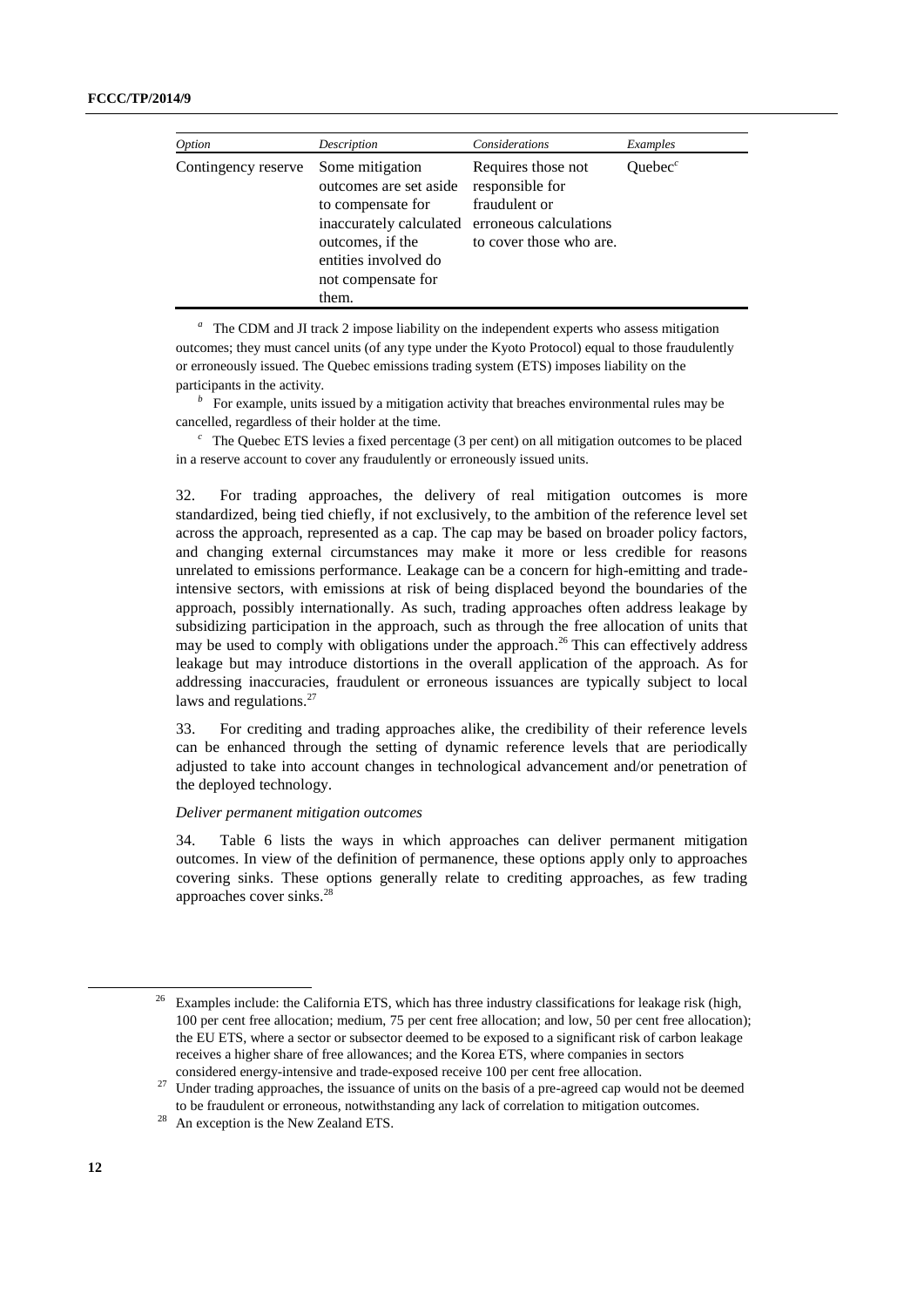| *Option* | *Description* | *Considerations* | *Examples* |
|---|---|---|---|
| Contingency reserve | Some mitigation outcomes are set aside to compensate for inaccurately calculated outcomes, if the entities involved do not compensate for them. | Requires those not responsible for fraudulent or erroneous calculations to cover those who are. | Quebec[c] |

[a] The CDM and JI track 2 impose liability on the independent experts who assess mitigation outcomes; they must cancel units (of any type under the Kyoto Protocol) equal to those fraudulently or erroneously issued. The Quebec emissions trading system (ETS) imposes liability on the participants in the activity.

[b] For example, units issued by a mitigation activity that breaches environmental rules may be cancelled, regardless of their holder at the time.

[c] The Quebec ETS levies a fixed percentage (3 per cent) on all mitigation outcomes to be placed in a reserve account to cover any fraudulently or erroneously issued units.

32. For trading approaches, the delivery of real mitigation outcomes is more standardized, being tied chiefly, if not exclusively, to the ambition of the reference level set across the approach, represented as a cap. The cap may be based on broader policy factors, and changing external circumstances may make it more or less credible for reasons unrelated to emissions performance. Leakage can be a concern for high-emitting and trade-intensive sectors, with emissions at risk of being displaced beyond the boundaries of the approach, possibly internationally. As such, trading approaches often address leakage by subsidizing participation in the approach, such as through the free allocation of units that may be used to comply with obligations under the approach.[26] This can effectively address leakage but may introduce distortions in the overall application of the approach. As for addressing inaccuracies, fraudulent or erroneous issuances are typically subject to local laws and regulations.[27]

33. For crediting and trading approaches alike, the credibility of their reference levels can be enhanced through the setting of dynamic reference levels that are periodically adjusted to take into account changes in technological advancement and/or penetration of the deployed technology.

*Deliver permanent mitigation outcomes*

34. Table 6 lists the ways in which approaches can deliver permanent mitigation outcomes. In view of the definition of permanence, these options apply only to approaches covering sinks. These options generally relate to crediting approaches, as few trading approaches cover sinks.[28]

---

[26] Examples include: the California ETS, which has three industry classifications for leakage risk (high, 100 per cent free allocation; medium, 75 per cent free allocation; and low, 50 per cent free allocation); the EU ETS, where a sector or subsector deemed to be exposed to a significant risk of carbon leakage receives a higher share of free allowances; and the Korea ETS, where companies in sectors considered energy-intensive and trade-exposed receive 100 per cent free allocation.

[27] Under trading approaches, the issuance of units on the basis of a pre-agreed cap would not be deemed to be fraudulent or erroneous, notwithstanding any lack of correlation to mitigation outcomes.

[28] An exception is the New Zealand ETS.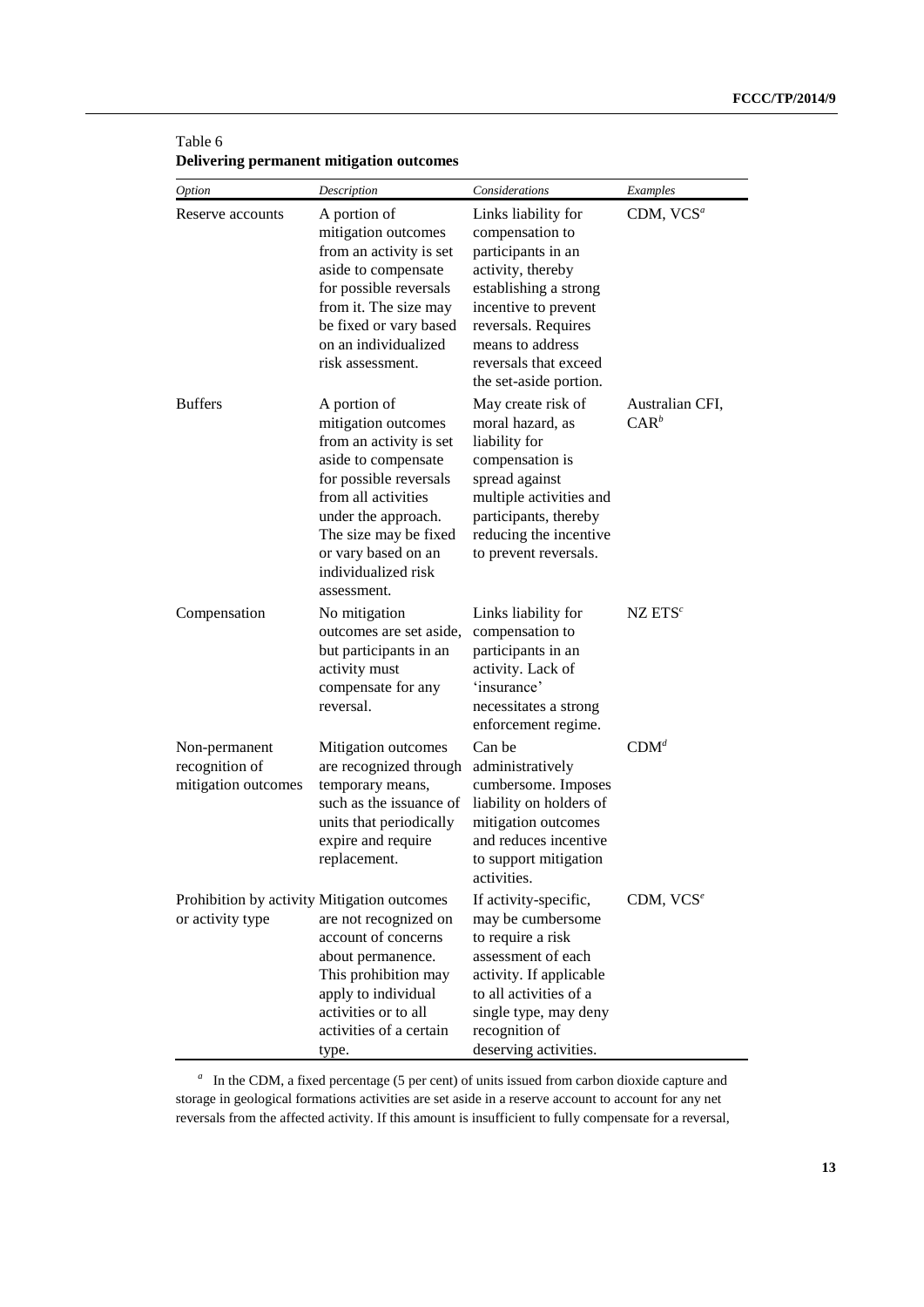Table 6
**Delivering permanent mitigation outcomes**

| *Option* | *Description* | *Considerations* | *Examples* |
|---|---|---|---|
| Reserve accounts | A portion of mitigation outcomes from an activity is set aside to compensate for possible reversals from it. The size may be fixed or vary based on an individualized risk assessment. | Links liability for compensation to participants in an activity, thereby establishing a strong incentive to prevent reversals. Requires means to address reversals that exceed the set-aside portion. | CDM, VCS[a] |
| Buffers | A portion of mitigation outcomes from an activity is set aside to compensate for possible reversals from all activities under the approach. The size may be fixed or vary based on an individualized risk assessment. | May create risk of moral hazard, as liability for compensation is spread against multiple activities and participants, thereby reducing the incentive to prevent reversals. | Australian CFI, CAR[b] |
| Compensation | No mitigation outcomes are set aside, but participants in an activity must compensate for any reversal. | Links liability for compensation to participants in an activity. Lack of 'insurance' necessitates a strong enforcement regime. | NZ ETS[c] |
| Non-permanent recognition of mitigation outcomes | Mitigation outcomes are recognized through temporary means, such as the issuance of units that periodically expire and require replacement. | Can be administratively cumbersome. Imposes liability on holders of mitigation outcomes and reduces incentive to support mitigation activities. | CDM[d] |
| Prohibition by activity or activity type | Mitigation outcomes are not recognized on account of concerns about permanence. This prohibition may apply to individual activities or to all activities of a certain type. | If activity-specific, may be cumbersome to require a risk assessment of each activity. If applicable to all activities of a single type, may deny recognition of deserving activities. | CDM, VCS[e] |

[a] In the CDM, a fixed percentage (5 per cent) of units issued from carbon dioxide capture and storage in geological formations activities are set aside in a reserve account to account for any net reversals from the affected activity. If this amount is insufficient to fully compensate for a reversal,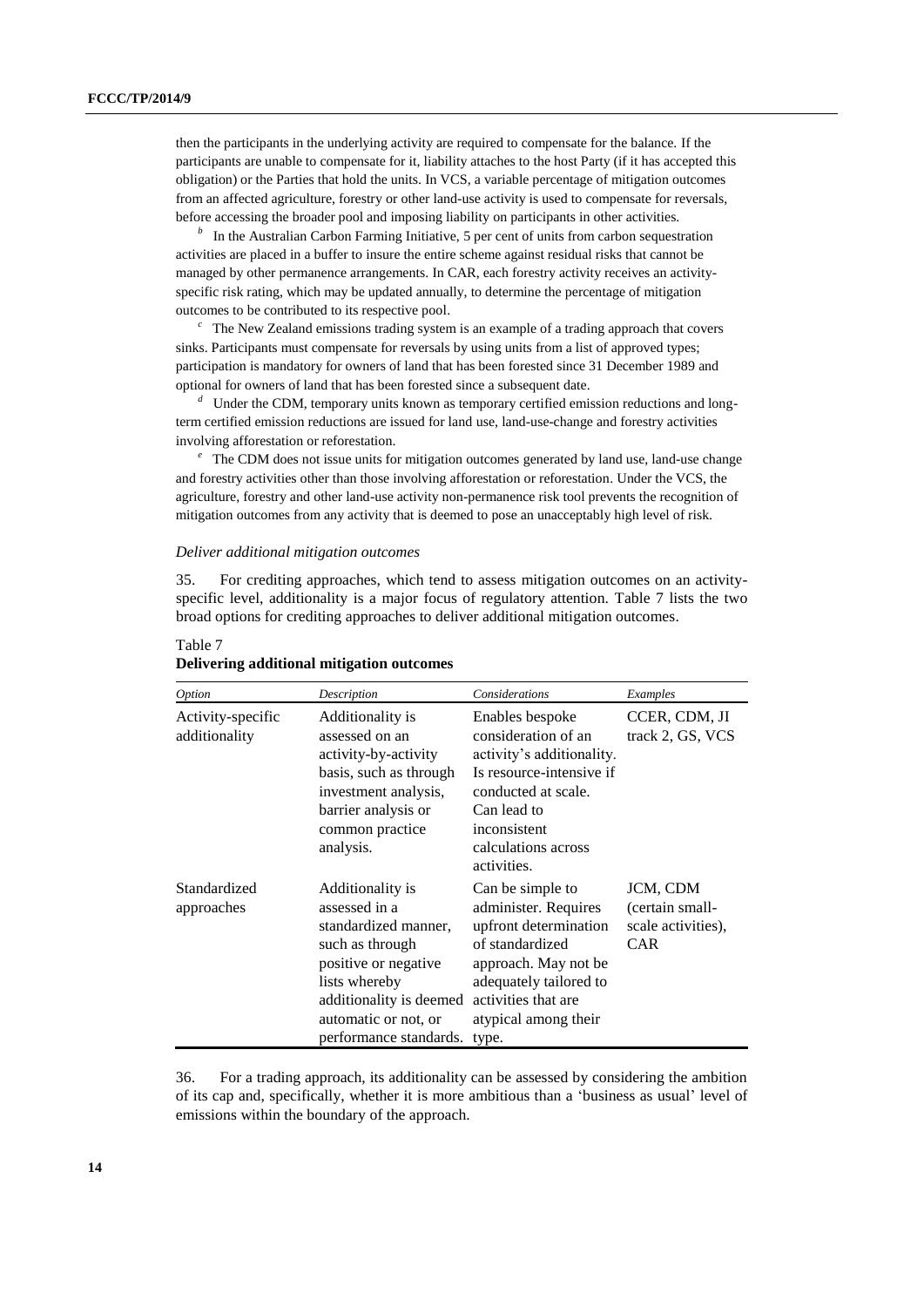then the participants in the underlying activity are required to compensate for the balance. If the participants are unable to compensate for it, liability attaches to the host Party (if it has accepted this obligation) or the Parties that hold the units. In VCS, a variable percentage of mitigation outcomes from an affected agriculture, forestry or other land-use activity is used to compensate for reversals, before accessing the broader pool and imposing liability on participants in other activities.

[b] In the Australian Carbon Farming Initiative, 5 per cent of units from carbon sequestration activities are placed in a buffer to insure the entire scheme against residual risks that cannot be managed by other permanence arrangements. In CAR, each forestry activity receives an activity-specific risk rating, which may be updated annually, to determine the percentage of mitigation outcomes to be contributed to its respective pool.

[c] The New Zealand emissions trading system is an example of a trading approach that covers sinks. Participants must compensate for reversals by using units from a list of approved types; participation is mandatory for owners of land that has been forested since 31 December 1989 and optional for owners of land that has been forested since a subsequent date.

[d] Under the CDM, temporary units known as temporary certified emission reductions and long-term certified emission reductions are issued for land use, land-use-change and forestry activities involving afforestation or reforestation.

[e] The CDM does not issue units for mitigation outcomes generated by land use, land-use change and forestry activities other than those involving afforestation or reforestation. Under the VCS, the agriculture, forestry and other land-use activity non-permanence risk tool prevents the recognition of mitigation outcomes from any activity that is deemed to pose an unacceptably high level of risk.

*Deliver additional mitigation outcomes*

35. For crediting approaches, which tend to assess mitigation outcomes on an activity-specific level, additionality is a major focus of regulatory attention. Table 7 lists the two broad options for crediting approaches to deliver additional mitigation outcomes.

Table 7
**Delivering additional mitigation outcomes**

| *Option* | *Description* | *Considerations* | *Examples* |
|---|---|---|---|
| Activity-specific additionality | Additionality is assessed on an activity-by-activity basis, such as through investment analysis, barrier analysis or common practice analysis. | Enables bespoke consideration of an activity's additionality. Is resource-intensive if conducted at scale. Can lead to inconsistent calculations across activities. | CCER, CDM, JI track 2, GS, VCS |
| Standardized approaches | Additionality is assessed in a standardized manner, such as through positive or negative lists whereby additionality is deemed automatic or not, or performance standards. | Can be simple to administer. Requires upfront determination of standardized approach. May not be adequately tailored to activities that are atypical among their type. | JCM, CDM (certain small-scale activities), CAR |

36. For a trading approach, its additionality can be assessed by considering the ambition of its cap and, specifically, whether it is more ambitious than a 'business as usual' level of emissions within the boundary of the approach.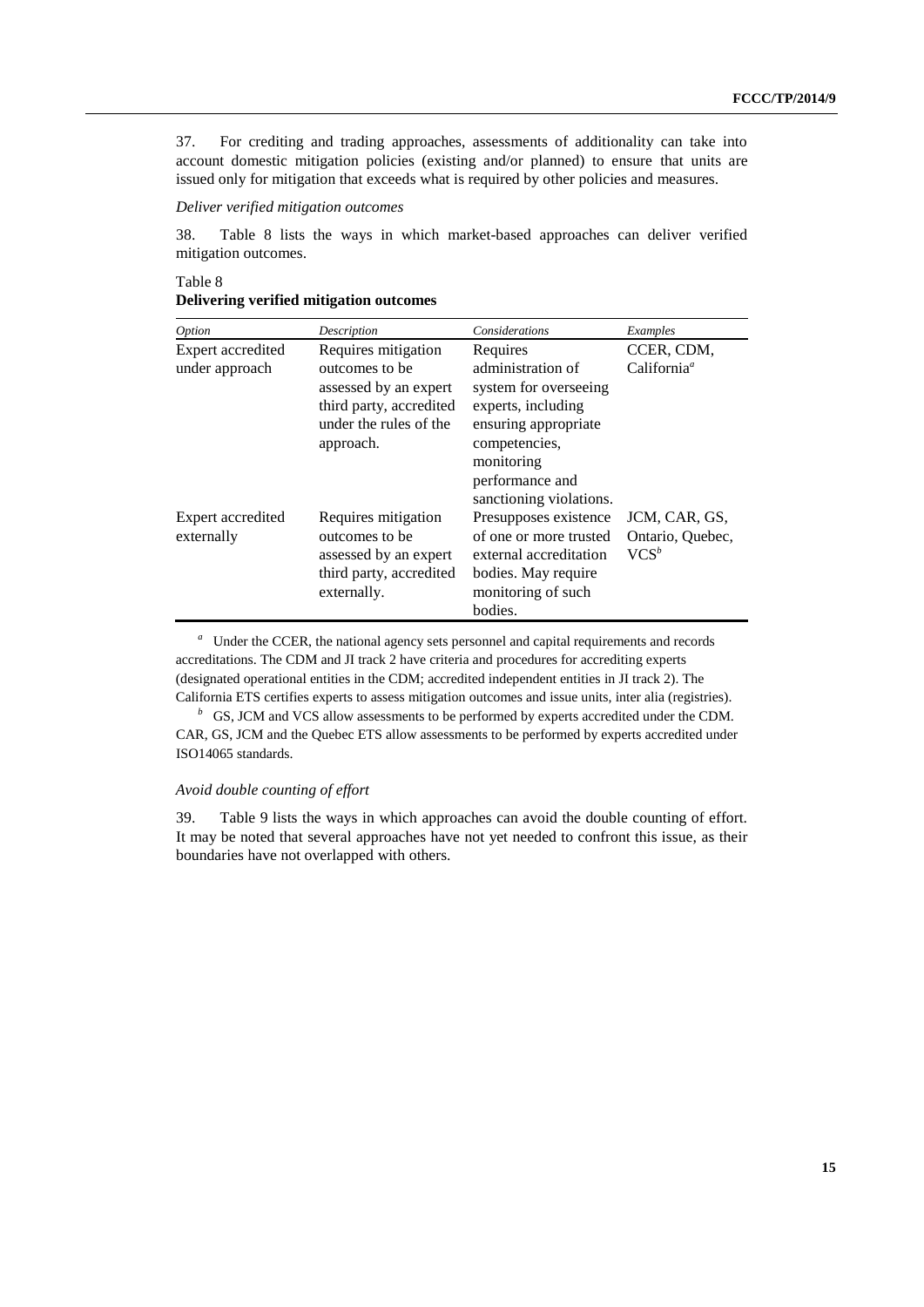37. For crediting and trading approaches, assessments of additionality can take into account domestic mitigation policies (existing and/or planned) to ensure that units are issued only for mitigation that exceeds what is required by other policies and measures.

*Deliver verified mitigation outcomes*

38. Table 8 lists the ways in which market-based approaches can deliver verified mitigation outcomes.

Table 8
**Delivering verified mitigation outcomes**

| *Option* | *Description* | *Considerations* | *Examples* |
|---|---|---|---|
| Expert accredited under approach | Requires mitigation outcomes to be assessed by an expert third party, accredited under the rules of the approach. | Requires administration of system for overseeing experts, including ensuring appropriate competencies, monitoring performance and sanctioning violations. | CCER, CDM, California[a] |
| Expert accredited externally | Requires mitigation outcomes to be assessed by an expert third party, accredited externally. | Presupposes existence of one or more trusted external accreditation bodies. May require monitoring of such bodies. | JCM, CAR, GS, Ontario, Quebec, VCS[b] |

[a] Under the CCER, the national agency sets personnel and capital requirements and records accreditations. The CDM and JI track 2 have criteria and procedures for accrediting experts (designated operational entities in the CDM; accredited independent entities in JI track 2). The California ETS certifies experts to assess mitigation outcomes and issue units, inter alia (registries).

[b] GS, JCM and VCS allow assessments to be performed by experts accredited under the CDM. CAR, GS, JCM and the Quebec ETS allow assessments to be performed by experts accredited under ISO14065 standards.

*Avoid double counting of effort*

39. Table 9 lists the ways in which approaches can avoid the double counting of effort. It may be noted that several approaches have not yet needed to confront this issue, as their boundaries have not overlapped with others.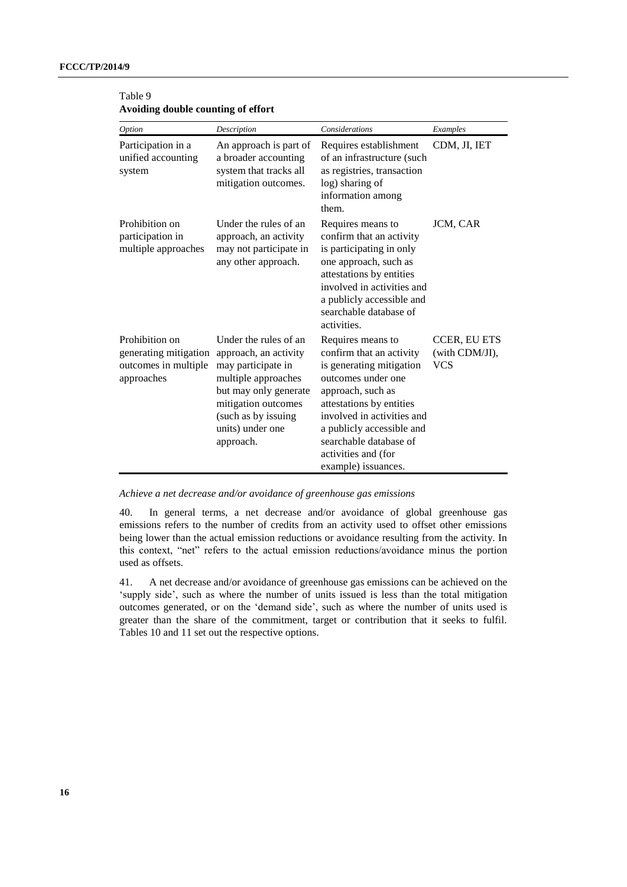Table 9
**Avoiding double counting of effort**

| *Option* | *Description* | *Considerations* | *Examples* |
|---|---|---|---|
| Participation in a unified accounting system | An approach is part of a broader accounting system that tracks all mitigation outcomes. | Requires establishment of an infrastructure (such as registries, transaction log) sharing of information among them. | CDM, JI, IET |
| Prohibition on participation in multiple approaches | Under the rules of an approach, an activity may not participate in any other approach. | Requires means to confirm that an activity is participating in only one approach, such as attestations by entities involved in activities and a publicly accessible and searchable database of activities. | JCM, CAR |
| Prohibition on generating mitigation outcomes in multiple approaches | Under the rules of an approach, an activity may participate in multiple approaches but may only generate mitigation outcomes (such as by issuing units) under one approach. | Requires means to confirm that an activity is generating mitigation outcomes under one approach, such as attestations by entities involved in activities and a publicly accessible and searchable database of activities and (for example) issuances. | CCER, EU ETS (with CDM/JI), VCS |

*Achieve a net decrease and/or avoidance of greenhouse gas emissions*

40. In general terms, a net decrease and/or avoidance of global greenhouse gas emissions refers to the number of credits from an activity used to offset other emissions being lower than the actual emission reductions or avoidance resulting from the activity. In this context, "net" refers to the actual emission reductions/avoidance minus the portion used as offsets.

41. A net decrease and/or avoidance of greenhouse gas emissions can be achieved on the 'supply side', such as where the number of units issued is less than the total mitigation outcomes generated, or on the 'demand side', such as where the number of units used is greater than the share of the commitment, target or contribution that it seeks to fulfil. Tables 10 and 11 set out the respective options.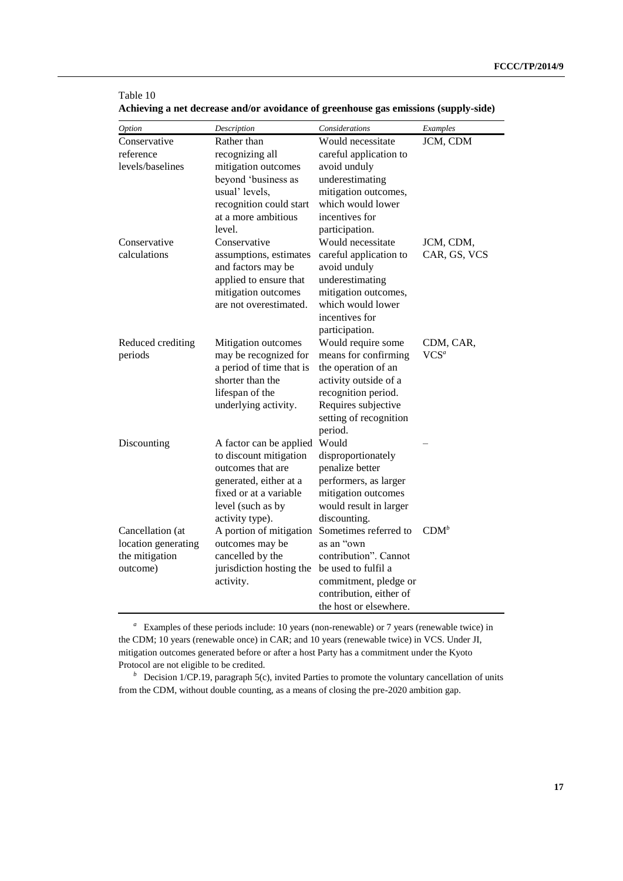Table 10

**Achieving a net decrease and/or avoidance of greenhouse gas emissions (supply-side)**

| *Option* | *Description* | *Considerations* | *Examples* |
|---|---|---|---|
| Conservative reference levels/baselines | Rather than recognizing all mitigation outcomes beyond 'business as usual' levels, recognition could start at a more ambitious level. | Would necessitate careful application to avoid unduly underestimating mitigation outcomes, which would lower incentives for participation. | JCM, CDM |
| Conservative calculations | Conservative assumptions, estimates and factors may be applied to ensure that mitigation outcomes are not overestimated. | Would necessitate careful application to avoid unduly underestimating mitigation outcomes, which would lower incentives for participation. | JCM, CDM, CAR, GS, VCS |
| Reduced crediting periods | Mitigation outcomes may be recognized for a period of time that is shorter than the lifespan of the underlying activity. | Would require some means for confirming the operation of an activity outside of a recognition period. Requires subjective setting of recognition period. | CDM, CAR, VCS[a] |
| Discounting | A factor can be applied to discount mitigation outcomes that are generated, either at a fixed or at a variable level (such as by activity type). | Would disproportionately penalize better performers, as larger mitigation outcomes would result in larger discounting. | – |
| Cancellation (at location generating the mitigation outcome) | A portion of mitigation outcomes may be cancelled by the jurisdiction hosting the activity. | Sometimes referred to as an "own contribution". Cannot be used to fulfil a commitment, pledge or contribution, either of the host or elsewhere. | CDM[b] |

[a] Examples of these periods include: 10 years (non-renewable) or 7 years (renewable twice) in the CDM; 10 years (renewable once) in CAR; and 10 years (renewable twice) in VCS. Under JI, mitigation outcomes generated before or after a host Party has a commitment under the Kyoto Protocol are not eligible to be credited.

[b] Decision 1/CP.19, paragraph 5(c), invited Parties to promote the voluntary cancellation of units from the CDM, without double counting, as a means of closing the pre-2020 ambition gap.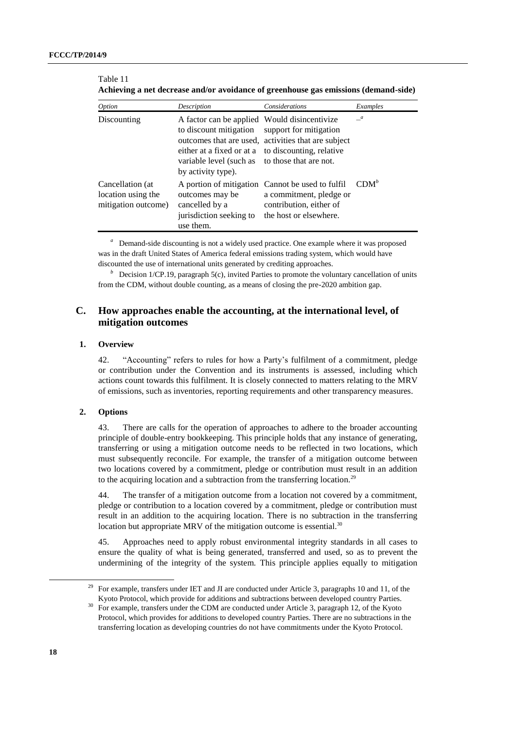Table 11
**Achieving a net decrease and/or avoidance of greenhouse gas emissions (demand-side)**

| *Option* | *Description* | *Considerations* | *Examples* |
|---|---|---|---|
| Discounting | A factor can be applied to discount mitigation outcomes that are used, either at a fixed or at a variable level (such as by activity type). | Would disincentivize support for mitigation activities that are subject to discounting, relative to those that are not. | –[a] |
| Cancellation (at location using the mitigation outcome) | A portion of mitigation outcomes may be cancelled by a jurisdiction seeking to use them. | Cannot be used to fulfil a commitment, pledge or contribution, either of the host or elsewhere. | CDM[b] |

[a] Demand-side discounting is not a widely used practice. One example where it was proposed was in the draft United States of America federal emissions trading system, which would have discounted the use of international units generated by crediting approaches.

[b] Decision 1/CP.19, paragraph 5(c), invited Parties to promote the voluntary cancellation of units from the CDM, without double counting, as a means of closing the pre-2020 ambition gap.

## C. How approaches enable the accounting, at the international level, of mitigation outcomes

### 1. Overview

42. "Accounting" refers to rules for how a Party's fulfilment of a commitment, pledge or contribution under the Convention and its instruments is assessed, including which actions count towards this fulfilment. It is closely connected to matters relating to the MRV of emissions, such as inventories, reporting requirements and other transparency measures.

### 2. Options

43. There are calls for the operation of approaches to adhere to the broader accounting principle of double-entry bookkeeping. This principle holds that any instance of generating, transferring or using a mitigation outcome needs to be reflected in two locations, which must subsequently reconcile. For example, the transfer of a mitigation outcome between two locations covered by a commitment, pledge or contribution must result in an addition to the acquiring location and a subtraction from the transferring location.[29]

44. The transfer of a mitigation outcome from a location not covered by a commitment, pledge or contribution to a location covered by a commitment, pledge or contribution must result in an addition to the acquiring location. There is no subtraction in the transferring location but appropriate MRV of the mitigation outcome is essential.[30]

45. Approaches need to apply robust environmental integrity standards in all cases to ensure the quality of what is being generated, transferred and used, so as to prevent the undermining of the integrity of the system. This principle applies equally to mitigation

[29] For example, transfers under IET and JI are conducted under Article 3, paragraphs 10 and 11, of the Kyoto Protocol, which provide for additions and subtractions between developed country Parties.

[30] For example, transfers under the CDM are conducted under Article 3, paragraph 12, of the Kyoto Protocol, which provides for additions to developed country Parties. There are no subtractions in the transferring location as developing countries do not have commitments under the Kyoto Protocol.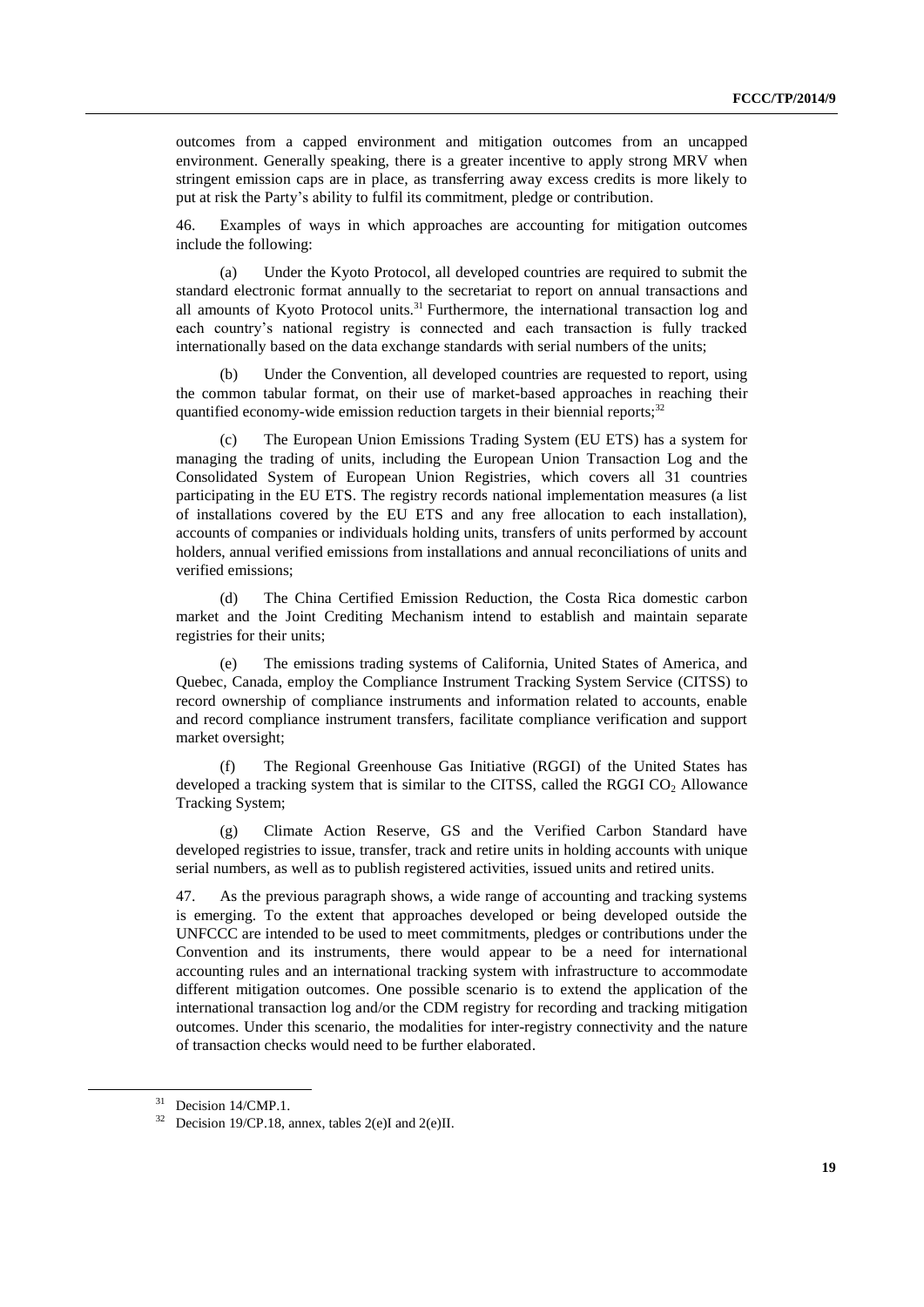outcomes from a capped environment and mitigation outcomes from an uncapped environment. Generally speaking, there is a greater incentive to apply strong MRV when stringent emission caps are in place, as transferring away excess credits is more likely to put at risk the Party's ability to fulfil its commitment, pledge or contribution.

46. Examples of ways in which approaches are accounting for mitigation outcomes include the following:

(a) Under the Kyoto Protocol, all developed countries are required to submit the standard electronic format annually to the secretariat to report on annual transactions and all amounts of Kyoto Protocol units.[31] Furthermore, the international transaction log and each country's national registry is connected and each transaction is fully tracked internationally based on the data exchange standards with serial numbers of the units;

(b) Under the Convention, all developed countries are requested to report, using the common tabular format, on their use of market-based approaches in reaching their quantified economy-wide emission reduction targets in their biennial reports;[32]

(c) The European Union Emissions Trading System (EU ETS) has a system for managing the trading of units, including the European Union Transaction Log and the Consolidated System of European Union Registries, which covers all 31 countries participating in the EU ETS. The registry records national implementation measures (a list of installations covered by the EU ETS and any free allocation to each installation), accounts of companies or individuals holding units, transfers of units performed by account holders, annual verified emissions from installations and annual reconciliations of units and verified emissions;

(d) The China Certified Emission Reduction, the Costa Rica domestic carbon market and the Joint Crediting Mechanism intend to establish and maintain separate registries for their units;

(e) The emissions trading systems of California, United States of America, and Quebec, Canada, employ the Compliance Instrument Tracking System Service (CITSS) to record ownership of compliance instruments and information related to accounts, enable and record compliance instrument transfers, facilitate compliance verification and support market oversight;

(f) The Regional Greenhouse Gas Initiative (RGGI) of the United States has developed a tracking system that is similar to the CITSS, called the RGGI $CO_2$ Allowance Tracking System;

(g) Climate Action Reserve, GS and the Verified Carbon Standard have developed registries to issue, transfer, track and retire units in holding accounts with unique serial numbers, as well as to publish registered activities, issued units and retired units.

47. As the previous paragraph shows, a wide range of accounting and tracking systems is emerging. To the extent that approaches developed or being developed outside the UNFCCC are intended to be used to meet commitments, pledges or contributions under the Convention and its instruments, there would appear to be a need for international accounting rules and an international tracking system with infrastructure to accommodate different mitigation outcomes. One possible scenario is to extend the application of the international transaction log and/or the CDM registry for recording and tracking mitigation outcomes. Under this scenario, the modalities for inter-registry connectivity and the nature of transaction checks would need to be further elaborated.

[31] Decision 14/CMP.1.

[32] Decision 19/CP.18, annex, tables 2(e)I and 2(e)II.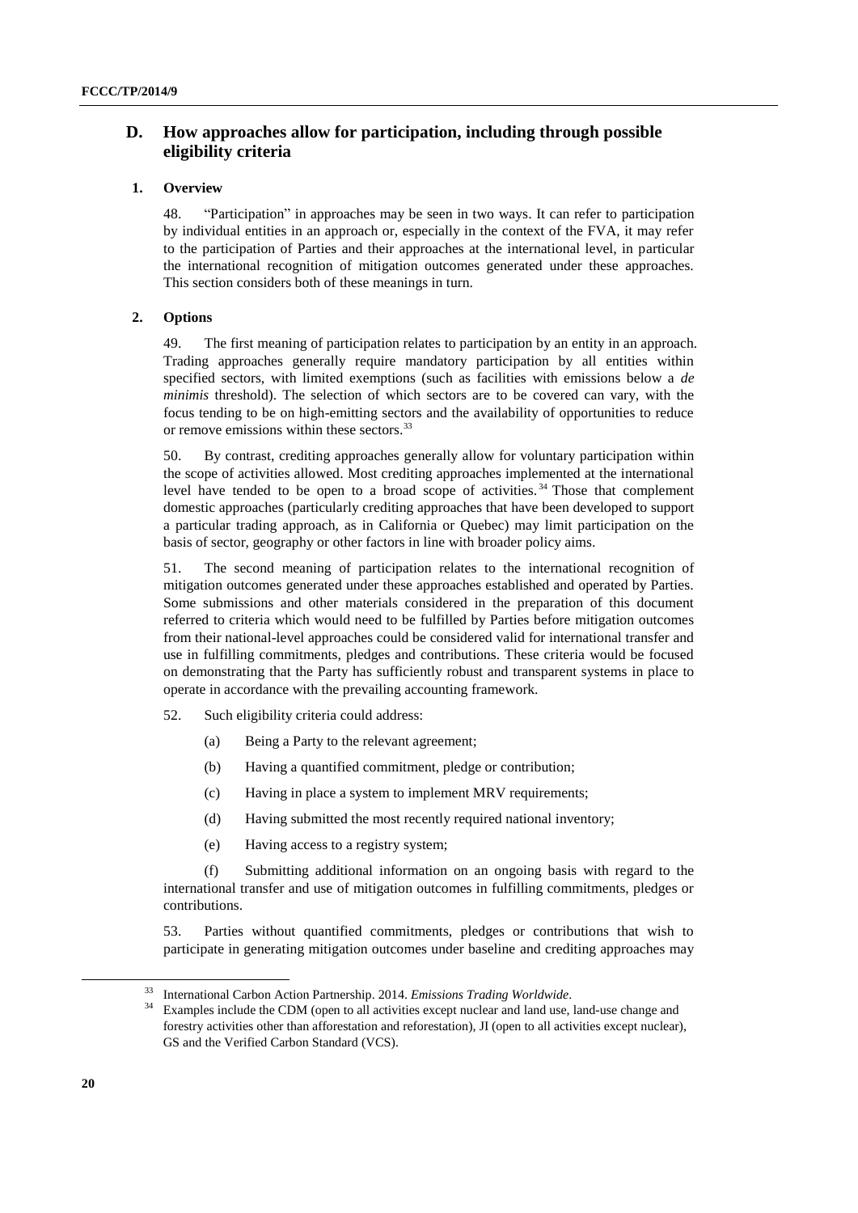## D. How approaches allow for participation, including through possible eligibility criteria

### 1. Overview

48. "Participation" in approaches may be seen in two ways. It can refer to participation by individual entities in an approach or, especially in the context of the FVA, it may refer to the participation of Parties and their approaches at the international level, in particular the international recognition of mitigation outcomes generated under these approaches. This section considers both of these meanings in turn.

### 2. Options

49. The first meaning of participation relates to participation by an entity in an approach. Trading approaches generally require mandatory participation by all entities within specified sectors, with limited exemptions (such as facilities with emissions below a *de minimis* threshold). The selection of which sectors are to be covered can vary, with the focus tending to be on high-emitting sectors and the availability of opportunities to reduce or remove emissions within these sectors.[33]

50. By contrast, crediting approaches generally allow for voluntary participation within the scope of activities allowed. Most crediting approaches implemented at the international level have tended to be open to a broad scope of activities.[34] Those that complement domestic approaches (particularly crediting approaches that have been developed to support a particular trading approach, as in California or Quebec) may limit participation on the basis of sector, geography or other factors in line with broader policy aims.

51. The second meaning of participation relates to the international recognition of mitigation outcomes generated under these approaches established and operated by Parties. Some submissions and other materials considered in the preparation of this document referred to criteria which would need to be fulfilled by Parties before mitigation outcomes from their national-level approaches could be considered valid for international transfer and use in fulfilling commitments, pledges and contributions. These criteria would be focused on demonstrating that the Party has sufficiently robust and transparent systems in place to operate in accordance with the prevailing accounting framework.

52. Such eligibility criteria could address:

(a) Being a Party to the relevant agreement;

(b) Having a quantified commitment, pledge or contribution;

(c) Having in place a system to implement MRV requirements;

(d) Having submitted the most recently required national inventory;

(e) Having access to a registry system;

(f) Submitting additional information on an ongoing basis with regard to the international transfer and use of mitigation outcomes in fulfilling commitments, pledges or contributions.

53. Parties without quantified commitments, pledges or contributions that wish to participate in generating mitigation outcomes under baseline and crediting approaches may

---

[33] International Carbon Action Partnership. 2014. *Emissions Trading Worldwide*.

[34] Examples include the CDM (open to all activities except nuclear and land use, land-use change and forestry activities other than afforestation and reforestation), JI (open to all activities except nuclear), GS and the Verified Carbon Standard (VCS).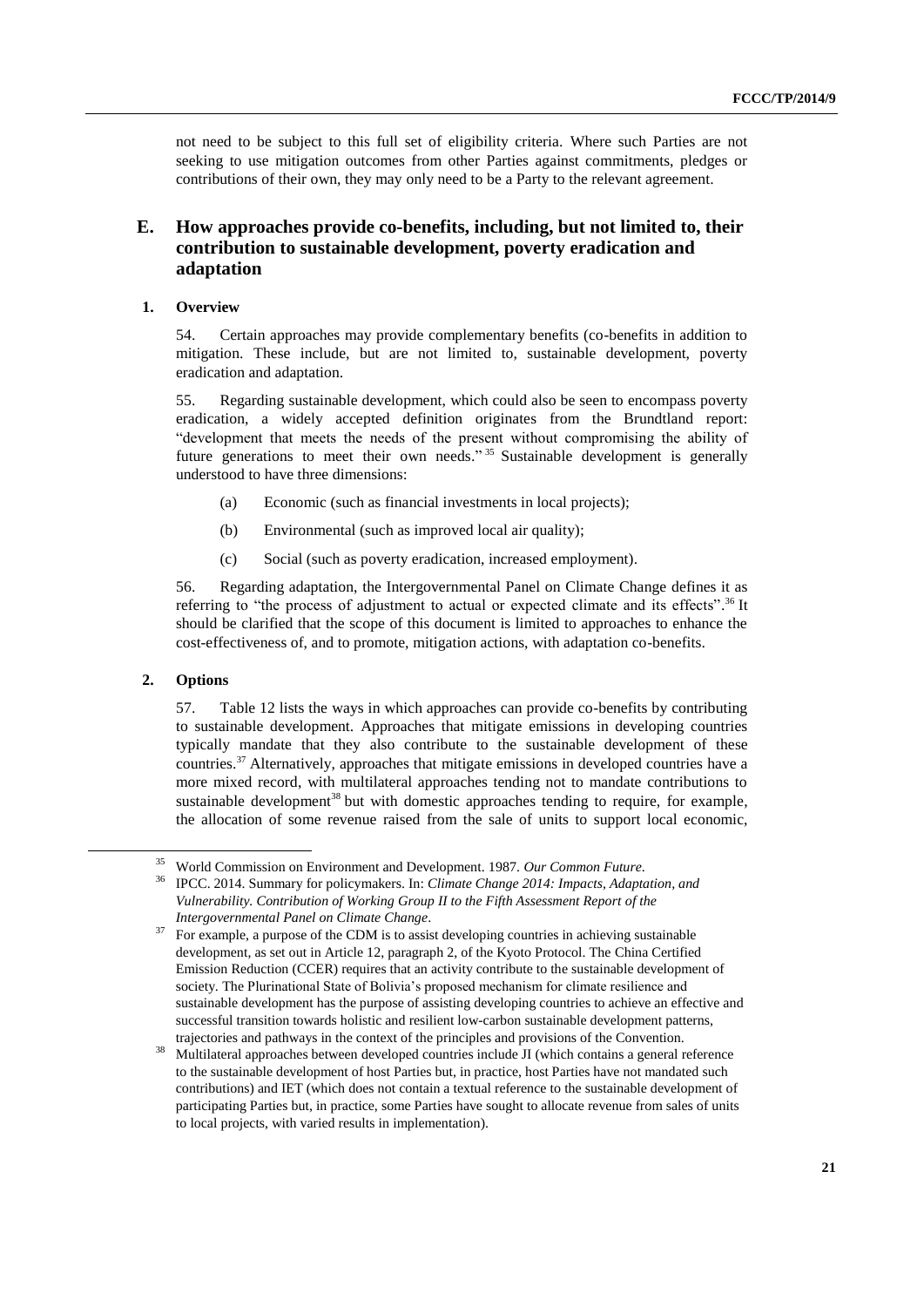not need to be subject to this full set of eligibility criteria. Where such Parties are not seeking to use mitigation outcomes from other Parties against commitments, pledges or contributions of their own, they may only need to be a Party to the relevant agreement.

## E. How approaches provide co-benefits, including, but not limited to, their contribution to sustainable development, poverty eradication and adaptation

### 1. Overview

54. Certain approaches may provide complementary benefits (co-benefits in addition to mitigation. These include, but are not limited to, sustainable development, poverty eradication and adaptation.

55. Regarding sustainable development, which could also be seen to encompass poverty eradication, a widely accepted definition originates from the Brundtland report: "development that meets the needs of the present without compromising the ability of future generations to meet their own needs."[35] Sustainable development is generally understood to have three dimensions:

(a) Economic (such as financial investments in local projects);

(b) Environmental (such as improved local air quality);

(c) Social (such as poverty eradication, increased employment).

56. Regarding adaptation, the Intergovernmental Panel on Climate Change defines it as referring to "the process of adjustment to actual or expected climate and its effects".[36] It should be clarified that the scope of this document is limited to approaches to enhance the cost-effectiveness of, and to promote, mitigation actions, with adaptation co-benefits.

### 2. Options

57. Table 12 lists the ways in which approaches can provide co-benefits by contributing to sustainable development. Approaches that mitigate emissions in developing countries typically mandate that they also contribute to the sustainable development of these countries.[37] Alternatively, approaches that mitigate emissions in developed countries have a more mixed record, with multilateral approaches tending not to mandate contributions to sustainable development[38] but with domestic approaches tending to require, for example, the allocation of some revenue raised from the sale of units to support local economic,

---

[35] World Commission on Environment and Development. 1987. *Our Common Future*.

[36] IPCC. 2014. Summary for policymakers. In: *Climate Change 2014: Impacts, Adaptation, and Vulnerability. Contribution of Working Group II to the Fifth Assessment Report of the Intergovernmental Panel on Climate Change*.

[37] For example, a purpose of the CDM is to assist developing countries in achieving sustainable development, as set out in Article 12, paragraph 2, of the Kyoto Protocol. The China Certified Emission Reduction (CCER) requires that an activity contribute to the sustainable development of society. The Plurinational State of Bolivia's proposed mechanism for climate resilience and sustainable development has the purpose of assisting developing countries to achieve an effective and successful transition towards holistic and resilient low-carbon sustainable development patterns, trajectories and pathways in the context of the principles and provisions of the Convention.

[38] Multilateral approaches between developed countries include JI (which contains a general reference to the sustainable development of host Parties but, in practice, host Parties have not mandated such contributions) and IET (which does not contain a textual reference to the sustainable development of participating Parties but, in practice, some Parties have sought to allocate revenue from sales of units to local projects, with varied results in implementation).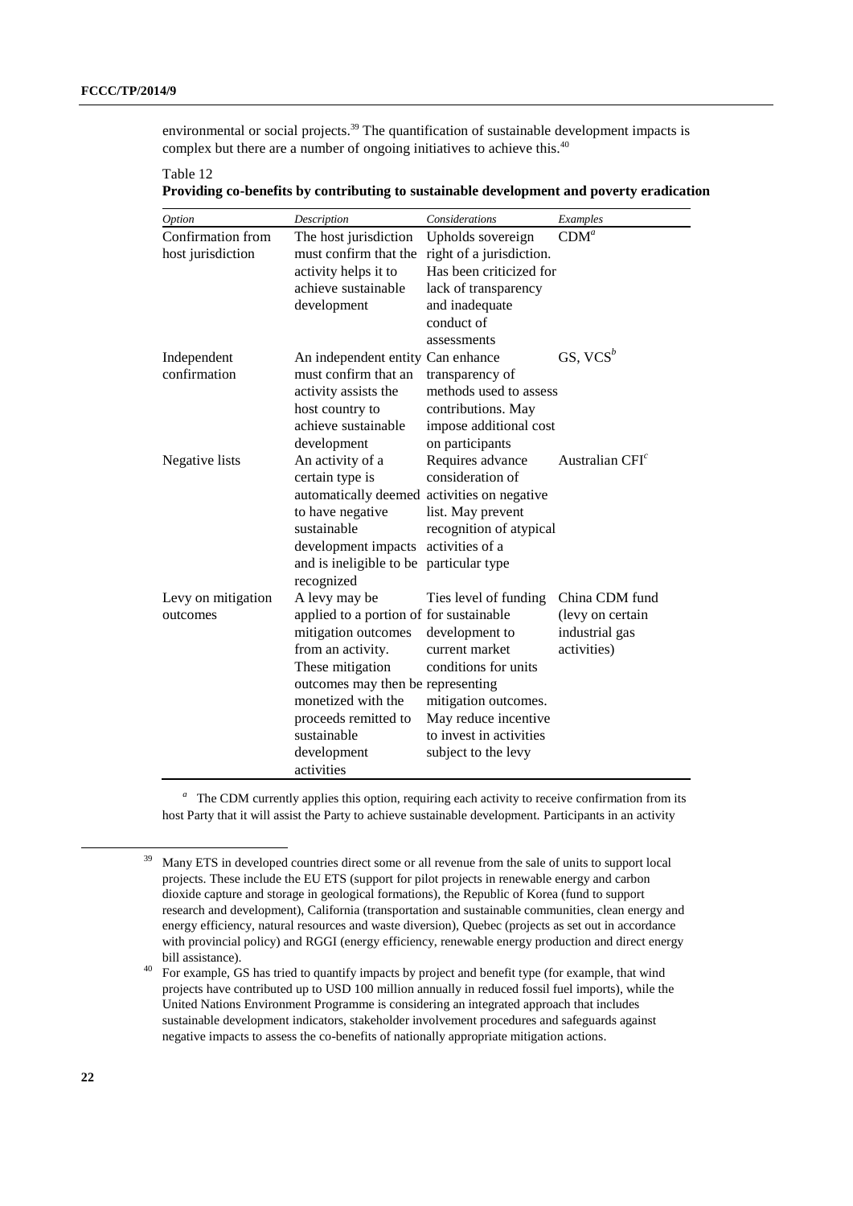environmental or social projects.[39] The quantification of sustainable development impacts is complex but there are a number of ongoing initiatives to achieve this.[40]

Table 12
**Providing co-benefits by contributing to sustainable development and poverty eradication**

| *Option* | *Description* | *Considerations* | *Examples* |
|---|---|---|---|
| Confirmation from host jurisdiction | The host jurisdiction must confirm that the activity helps it to achieve sustainable development | Upholds sovereign right of a jurisdiction. Has been criticized for lack of transparency and inadequate conduct of assessments | CDM[a] |
| Independent confirmation | An independent entity must confirm that an activity assists the host country to achieve sustainable development | Can enhance transparency of methods used to assess contributions. May impose additional cost on participants | GS, VCS[b] |
| Negative lists | An activity of a certain type is automatically deemed to have negative sustainable development impacts and is ineligible to be recognized | Requires advance consideration of activities on negative list. May prevent recognition of atypical activities of a particular type | Australian CFI[c] |
| Levy on mitigation outcomes | A levy may be applied to a portion of mitigation outcomes from an activity. These mitigation outcomes may then be monetized with the proceeds remitted to sustainable development activities | Ties level of funding for sustainable development to current market conditions for units representing mitigation outcomes. May reduce incentive to invest in activities subject to the levy | China CDM fund (levy on certain industrial gas activities) |

[a] The CDM currently applies this option, requiring each activity to receive confirmation from its host Party that it will assist the Party to achieve sustainable development. Participants in an activity

[39] Many ETS in developed countries direct some or all revenue from the sale of units to support local projects. These include the EU ETS (support for pilot projects in renewable energy and carbon dioxide capture and storage in geological formations), the Republic of Korea (fund to support research and development), California (transportation and sustainable communities, clean energy and energy efficiency, natural resources and waste diversion), Quebec (projects as set out in accordance with provincial policy) and RGGI (energy efficiency, renewable energy production and direct energy bill assistance).

[40] For example, GS has tried to quantify impacts by project and benefit type (for example, that wind projects have contributed up to USD 100 million annually in reduced fossil fuel imports), while the United Nations Environment Programme is considering an integrated approach that includes sustainable development indicators, stakeholder involvement procedures and safeguards against negative impacts to assess the co-benefits of nationally appropriate mitigation actions.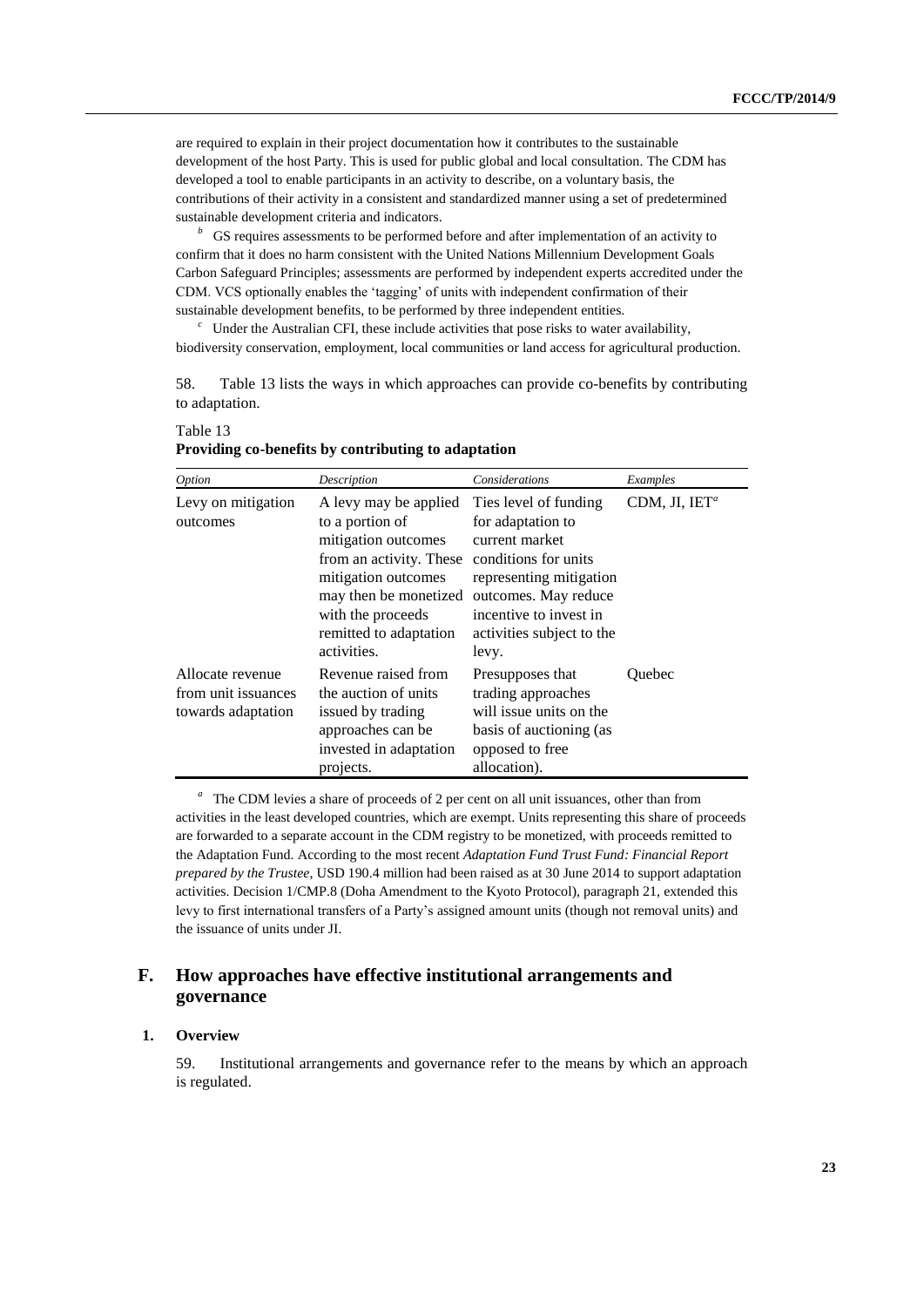are required to explain in their project documentation how it contributes to the sustainable development of the host Party. This is used for public global and local consultation. The CDM has developed a tool to enable participants in an activity to describe, on a voluntary basis, the contributions of their activity in a consistent and standardized manner using a set of predetermined sustainable development criteria and indicators.

[b] GS requires assessments to be performed before and after implementation of an activity to confirm that it does no harm consistent with the United Nations Millennium Development Goals Carbon Safeguard Principles; assessments are performed by independent experts accredited under the CDM. VCS optionally enables the 'tagging' of units with independent confirmation of their sustainable development benefits, to be performed by three independent entities.

[c] Under the Australian CFI, these include activities that pose risks to water availability, biodiversity conservation, employment, local communities or land access for agricultural production.

58. Table 13 lists the ways in which approaches can provide co-benefits by contributing to adaptation.

Table 13
**Providing co-benefits by contributing to adaptation**

| *Option* | *Description* | *Considerations* | *Examples* |
|---|---|---|---|
| Levy on mitigation outcomes | A levy may be applied to a portion of mitigation outcomes from an activity. These mitigation outcomes may then be monetized with the proceeds remitted to adaptation activities. | Ties level of funding for adaptation to current market conditions for units representing mitigation outcomes. May reduce incentive to invest in activities subject to the levy. | CDM, JI, IET[a] |
| Allocate revenue from unit issuances towards adaptation | Revenue raised from the auction of units issued by trading approaches can be invested in adaptation projects. | Presupposes that trading approaches will issue units on the basis of auctioning (as opposed to free allocation). | Quebec |

[a] The CDM levies a share of proceeds of 2 per cent on all unit issuances, other than from activities in the least developed countries, which are exempt. Units representing this share of proceeds are forwarded to a separate account in the CDM registry to be monetized, with proceeds remitted to the Adaptation Fund. According to the most recent *Adaptation Fund Trust Fund: Financial Report prepared by the Trustee*, USD 190.4 million had been raised as at 30 June 2014 to support adaptation activities. Decision 1/CMP.8 (Doha Amendment to the Kyoto Protocol), paragraph 21, extended this levy to first international transfers of a Party's assigned amount units (though not removal units) and the issuance of units under JI.

## F. How approaches have effective institutional arrangements and governance

### 1. Overview

59. Institutional arrangements and governance refer to the means by which an approach is regulated.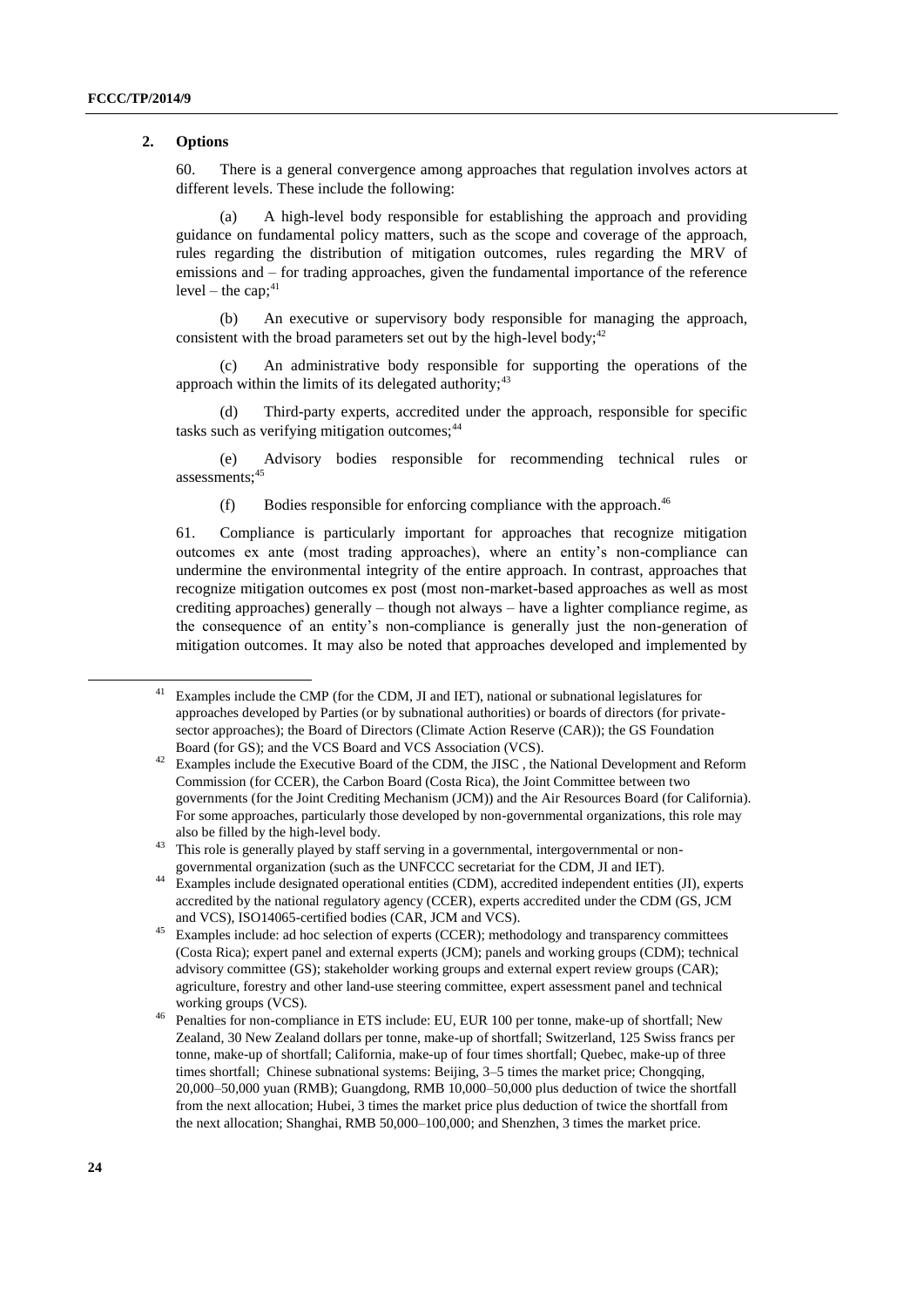### 2. Options

60. There is a general convergence among approaches that regulation involves actors at different levels. These include the following:

(a) A high-level body responsible for establishing the approach and providing guidance on fundamental policy matters, such as the scope and coverage of the approach, rules regarding the distribution of mitigation outcomes, rules regarding the MRV of emissions and – for trading approaches, given the fundamental importance of the reference level – the cap;[41]

(b) An executive or supervisory body responsible for managing the approach, consistent with the broad parameters set out by the high-level body;[42]

(c) An administrative body responsible for supporting the operations of the approach within the limits of its delegated authority;[43]

(d) Third-party experts, accredited under the approach, responsible for specific tasks such as verifying mitigation outcomes;[44]

(e) Advisory bodies responsible for recommending technical rules or assessments;[45]

(f) Bodies responsible for enforcing compliance with the approach.[46]

61. Compliance is particularly important for approaches that recognize mitigation outcomes ex ante (most trading approaches), where an entity's non-compliance can undermine the environmental integrity of the entire approach. In contrast, approaches that recognize mitigation outcomes ex post (most non-market-based approaches as well as most crediting approaches) generally – though not always – have a lighter compliance regime, as the consequence of an entity's non-compliance is generally just the non-generation of mitigation outcomes. It may also be noted that approaches developed and implemented by

---

[41] Examples include the CMP (for the CDM, JI and IET), national or subnational legislatures for approaches developed by Parties (or by subnational authorities) or boards of directors (for private-sector approaches); the Board of Directors (Climate Action Reserve (CAR)); the GS Foundation Board (for GS); and the VCS Board and VCS Association (VCS).

[42] Examples include the Executive Board of the CDM, the JISC , the National Development and Reform Commission (for CCER), the Carbon Board (Costa Rica), the Joint Committee between two governments (for the Joint Crediting Mechanism (JCM)) and the Air Resources Board (for California). For some approaches, particularly those developed by non-governmental organizations, this role may also be filled by the high-level body.

[43] This role is generally played by staff serving in a governmental, intergovernmental or non-governmental organization (such as the UNFCCC secretariat for the CDM, JI and IET).

[44] Examples include designated operational entities (CDM), accredited independent entities (JI), experts accredited by the national regulatory agency (CCER), experts accredited under the CDM (GS, JCM and VCS), ISO14065-certified bodies (CAR, JCM and VCS).

[45] Examples include: ad hoc selection of experts (CCER); methodology and transparency committees (Costa Rica); expert panel and external experts (JCM); panels and working groups (CDM); technical advisory committee (GS); stakeholder working groups and external expert review groups (CAR); agriculture, forestry and other land-use steering committee, expert assessment panel and technical working groups (VCS).

[46] Penalties for non-compliance in ETS include: EU, EUR 100 per tonne, make-up of shortfall; New Zealand, 30 New Zealand dollars per tonne, make-up of shortfall; Switzerland, 125 Swiss francs per tonne, make-up of shortfall; California, make-up of four times shortfall; Quebec, make-up of three times shortfall; Chinese subnational systems: Beijing, 3–5 times the market price; Chongqing, 20,000–50,000 yuan (RMB); Guangdong, RMB 10,000–50,000 plus deduction of twice the shortfall from the next allocation; Hubei, 3 times the market price plus deduction of twice the shortfall from the next allocation; Shanghai, RMB 50,000–100,000; and Shenzhen, 3 times the market price.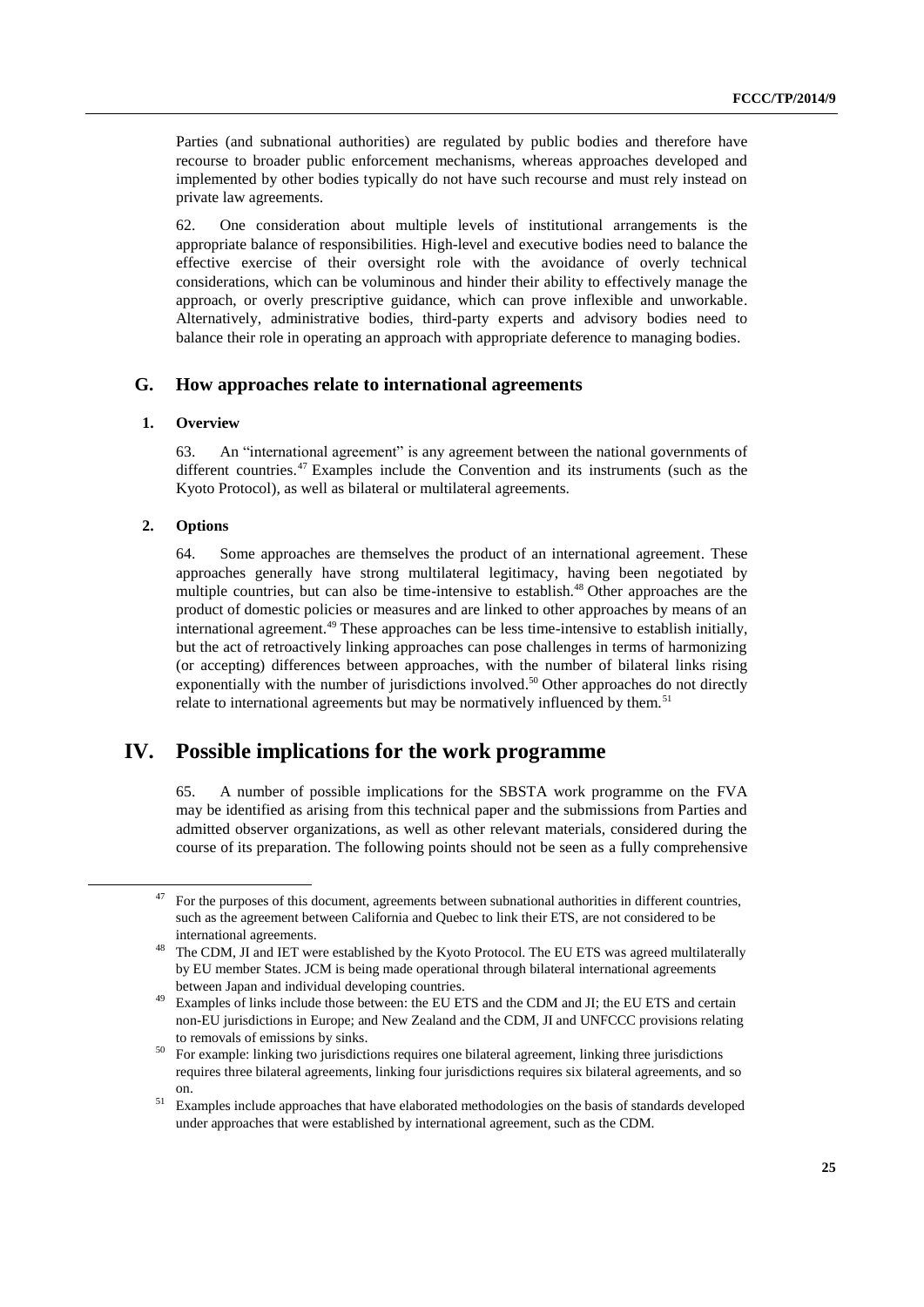Parties (and subnational authorities) are regulated by public bodies and therefore have recourse to broader public enforcement mechanisms, whereas approaches developed and implemented by other bodies typically do not have such recourse and must rely instead on private law agreements.

62. One consideration about multiple levels of institutional arrangements is the appropriate balance of responsibilities. High-level and executive bodies need to balance the effective exercise of their oversight role with the avoidance of overly technical considerations, which can be voluminous and hinder their ability to effectively manage the approach, or overly prescriptive guidance, which can prove inflexible and unworkable. Alternatively, administrative bodies, third-party experts and advisory bodies need to balance their role in operating an approach with appropriate deference to managing bodies.

## G. How approaches relate to international agreements

### 1. Overview

63. An "international agreement" is any agreement between the national governments of different countries.[47] Examples include the Convention and its instruments (such as the Kyoto Protocol), as well as bilateral or multilateral agreements.

### 2. Options

64. Some approaches are themselves the product of an international agreement. These approaches generally have strong multilateral legitimacy, having been negotiated by multiple countries, but can also be time-intensive to establish.[48] Other approaches are the product of domestic policies or measures and are linked to other approaches by means of an international agreement.[49] These approaches can be less time-intensive to establish initially, but the act of retroactively linking approaches can pose challenges in terms of harmonizing (or accepting) differences between approaches, with the number of bilateral links rising exponentially with the number of jurisdictions involved.[50] Other approaches do not directly relate to international agreements but may be normatively influenced by them.[51]

# IV. Possible implications for the work programme

65. A number of possible implications for the SBSTA work programme on the FVA may be identified as arising from this technical paper and the submissions from Parties and admitted observer organizations, as well as other relevant materials, considered during the course of its preparation. The following points should not be seen as a fully comprehensive

---

[47] For the purposes of this document, agreements between subnational authorities in different countries, such as the agreement between California and Quebec to link their ETS, are not considered to be international agreements.

[48] The CDM, JI and IET were established by the Kyoto Protocol. The EU ETS was agreed multilaterally by EU member States. JCM is being made operational through bilateral international agreements between Japan and individual developing countries.

[49] Examples of links include those between: the EU ETS and the CDM and JI; the EU ETS and certain non-EU jurisdictions in Europe; and New Zealand and the CDM, JI and UNFCCC provisions relating to removals of emissions by sinks.

[50] For example: linking two jurisdictions requires one bilateral agreement, linking three jurisdictions requires three bilateral agreements, linking four jurisdictions requires six bilateral agreements, and so on.

[51] Examples include approaches that have elaborated methodologies on the basis of standards developed under approaches that were established by international agreement, such as the CDM.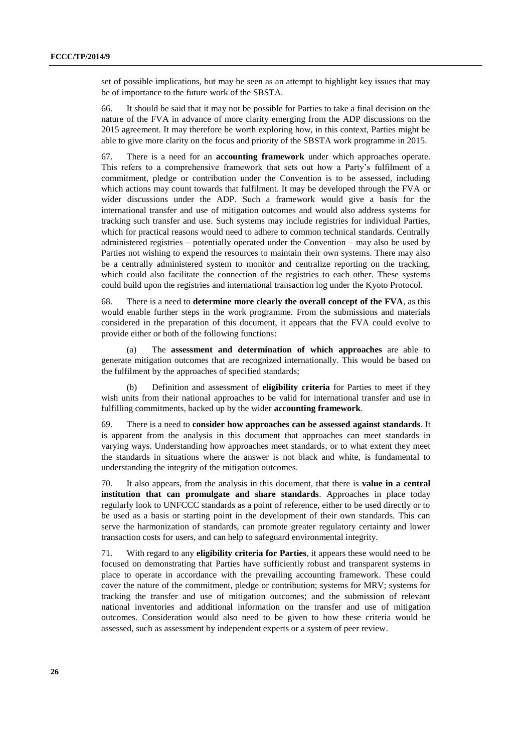set of possible implications, but may be seen as an attempt to highlight key issues that may be of importance to the future work of the SBSTA.

66. It should be said that it may not be possible for Parties to take a final decision on the nature of the FVA in advance of more clarity emerging from the ADP discussions on the 2015 agreement. It may therefore be worth exploring how, in this context, Parties might be able to give more clarity on the focus and priority of the SBSTA work programme in 2015.

67. There is a need for an **accounting framework** under which approaches operate. This refers to a comprehensive framework that sets out how a Party's fulfilment of a commitment, pledge or contribution under the Convention is to be assessed, including which actions may count towards that fulfilment. It may be developed through the FVA or wider discussions under the ADP. Such a framework would give a basis for the international transfer and use of mitigation outcomes and would also address systems for tracking such transfer and use. Such systems may include registries for individual Parties, which for practical reasons would need to adhere to common technical standards. Centrally administered registries – potentially operated under the Convention – may also be used by Parties not wishing to expend the resources to maintain their own systems. There may also be a centrally administered system to monitor and centralize reporting on the tracking, which could also facilitate the connection of the registries to each other. These systems could build upon the registries and international transaction log under the Kyoto Protocol.

68. There is a need to **determine more clearly the overall concept of the FVA**, as this would enable further steps in the work programme. From the submissions and materials considered in the preparation of this document, it appears that the FVA could evolve to provide either or both of the following functions:

(a) The **assessment and determination of which approaches** are able to generate mitigation outcomes that are recognized internationally. This would be based on the fulfilment by the approaches of specified standards;

(b) Definition and assessment of **eligibility criteria** for Parties to meet if they wish units from their national approaches to be valid for international transfer and use in fulfilling commitments, backed up by the wider **accounting framework**.

69. There is a need to **consider how approaches can be assessed against standards**. It is apparent from the analysis in this document that approaches can meet standards in varying ways. Understanding how approaches meet standards, or to what extent they meet the standards in situations where the answer is not black and white, is fundamental to understanding the integrity of the mitigation outcomes.

70. It also appears, from the analysis in this document, that there is **value in a central institution that can promulgate and share standards**. Approaches in place today regularly look to UNFCCC standards as a point of reference, either to be used directly or to be used as a basis or starting point in the development of their own standards. This can serve the harmonization of standards, can promote greater regulatory certainty and lower transaction costs for users, and can help to safeguard environmental integrity.

71. With regard to any **eligibility criteria for Parties**, it appears these would need to be focused on demonstrating that Parties have sufficiently robust and transparent systems in place to operate in accordance with the prevailing accounting framework. These could cover the nature of the commitment, pledge or contribution; systems for MRV; systems for tracking the transfer and use of mitigation outcomes; and the submission of relevant national inventories and additional information on the transfer and use of mitigation outcomes. Consideration would also need to be given to how these criteria would be assessed, such as assessment by independent experts or a system of peer review.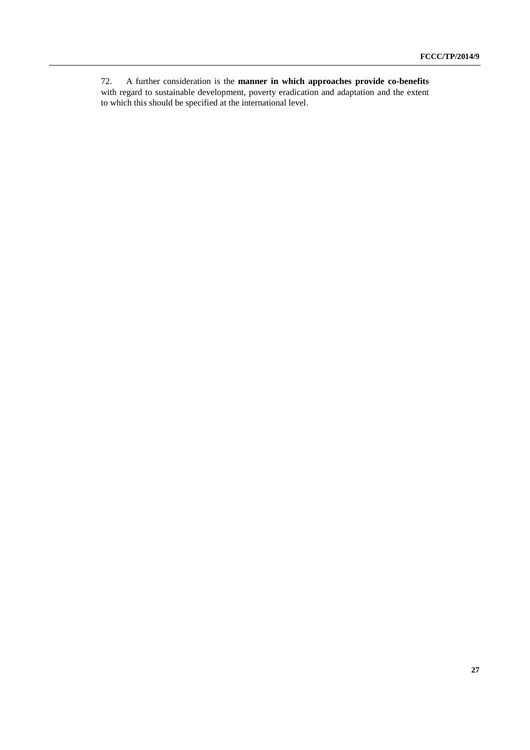72. A further consideration is the **manner in which approaches provide co-benefits** with regard to sustainable development, poverty eradication and adaptation and the extent to which this should be specified at the international level.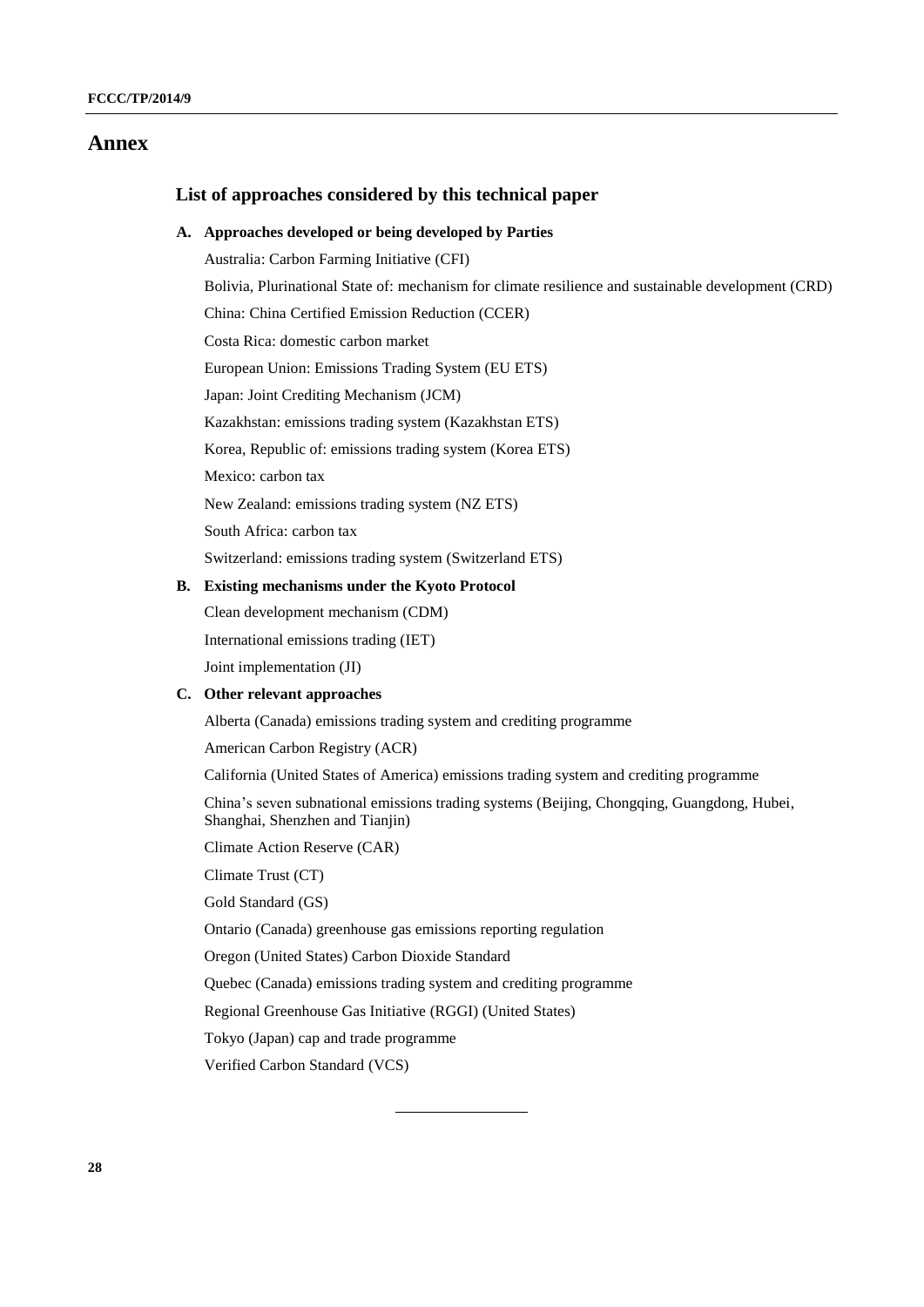# Annex

## List of approaches considered by this technical paper

### A. Approaches developed or being developed by Parties

Australia: Carbon Farming Initiative (CFI)

Bolivia, Plurinational State of: mechanism for climate resilience and sustainable development (CRD)

China: China Certified Emission Reduction (CCER)

Costa Rica: domestic carbon market

European Union: Emissions Trading System (EU ETS)

Japan: Joint Crediting Mechanism (JCM)

Kazakhstan: emissions trading system (Kazakhstan ETS)

Korea, Republic of: emissions trading system (Korea ETS)

Mexico: carbon tax

New Zealand: emissions trading system (NZ ETS)

South Africa: carbon tax

Switzerland: emissions trading system (Switzerland ETS)

### B. Existing mechanisms under the Kyoto Protocol

Clean development mechanism (CDM)

International emissions trading (IET)

Joint implementation (JI)

### C. Other relevant approaches

Alberta (Canada) emissions trading system and crediting programme

American Carbon Registry (ACR)

California (United States of America) emissions trading system and crediting programme

China's seven subnational emissions trading systems (Beijing, Chongqing, Guangdong, Hubei, Shanghai, Shenzhen and Tianjin)

Climate Action Reserve (CAR)

Climate Trust (CT)

Gold Standard (GS)

Ontario (Canada) greenhouse gas emissions reporting regulation

Oregon (United States) Carbon Dioxide Standard

Quebec (Canada) emissions trading system and crediting programme

Regional Greenhouse Gas Initiative (RGGI) (United States)

Tokyo (Japan) cap and trade programme

Verified Carbon Standard (VCS)